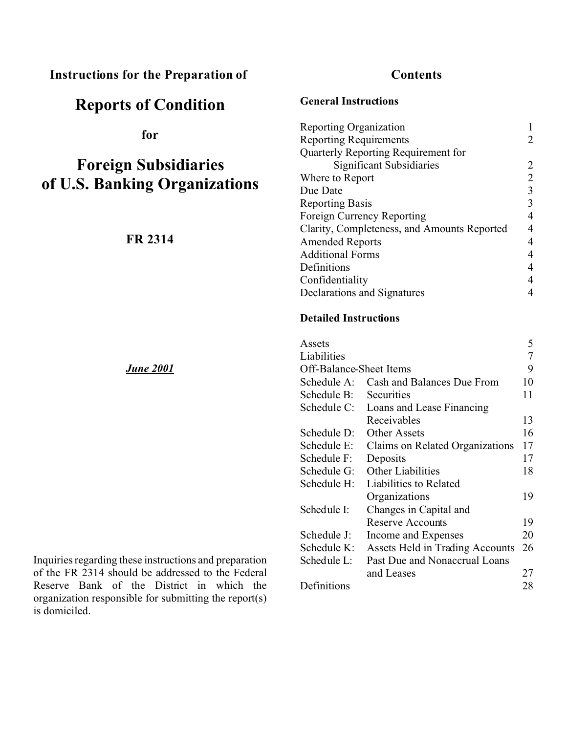**Instructions for the Preparation of**

# Reports of Condition

**for**

# Foreign Subsidiaries of U.S. Banking Organizations

**FR 2314**

***June 2001***

Inquiries regarding these instructions and preparation of the FR 2314 should be addressed to the Federal Reserve Bank of the District in which the organization responsible for submitting the report(s) is domiciled.

## Contents

### General Instructions

| | |
|---|---|
| Reporting Organization | 1 |
| Reporting Requirements | 2 |
| Quarterly Reporting Requirement for Significant Subsidiaries | 2 |
| Where to Report | 2 |
| Due Date | 3 |
| Reporting Basis | 3 |
| Foreign Currency Reporting | 4 |
| Clarity, Completeness, and Amounts Reported | 4 |
| Amended Reports | 4 |
| Additional Forms | 4 |
| Definitions | 4 |
| Confidentiality | 4 |
| Declarations and Signatures | 4 |

### Detailed Instructions

| | | |
|---|---|---|
| Assets | | 5 |
| Liabilities | | 7 |
| Off-Balance-Sheet Items | | 9 |
| Schedule A: | Cash and Balances Due From | 10 |
| Schedule B: | Securities | 11 |
| Schedule C: | Loans and Lease Financing Receivables | 13 |
| Schedule D: | Other Assets | 16 |
| Schedule E: | Claims on Related Organizations | 17 |
| Schedule F: | Deposits | 17 |
| Schedule G: | Other Liabilities | 18 |
| Schedule H: | Liabilities to Related Organizations | 19 |
| Schedule I: | Changes in Capital and Reserve Accounts | 19 |
| Schedule J: | Income and Expenses | 20 |
| Schedule K: | Assets Held in Trading Accounts | 26 |
| Schedule L: | Past Due and Nonaccrual Loans and Leases | 27 |
| Definitions | | 28 |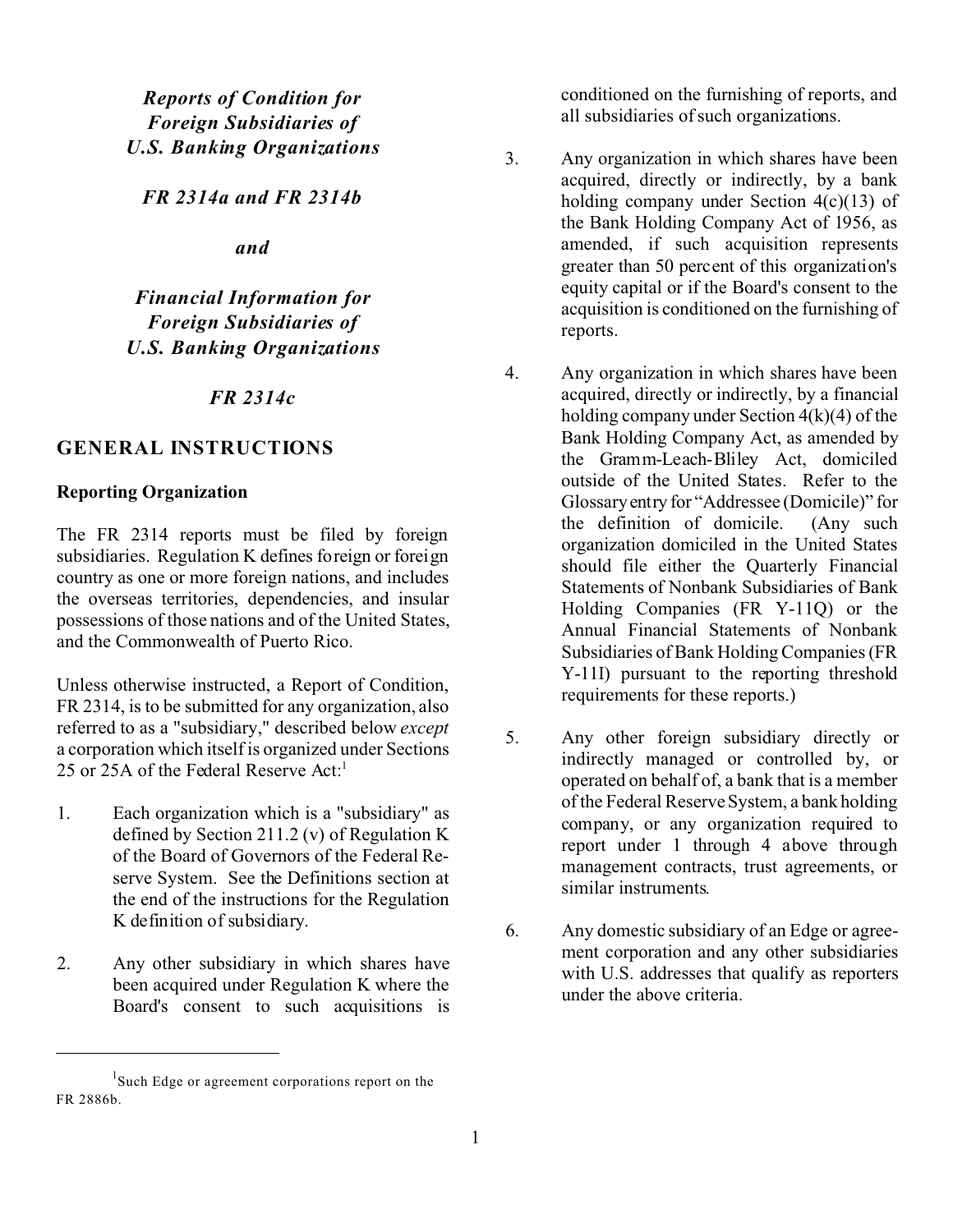*Reports of Condition for Foreign Subsidiaries of U.S. Banking Organizations*

*FR 2314a and FR 2314b*

*and*

*Financial Information for Foreign Subsidiaries of U.S. Banking Organizations*

*FR 2314c*

## GENERAL INSTRUCTIONS

### Reporting Organization

The FR 2314 reports must be filed by foreign subsidiaries. Regulation K defines foreign or foreign country as one or more foreign nations, and includes the overseas territories, dependencies, and insular possessions of those nations and of the United States, and the Commonwealth of Puerto Rico.

Unless otherwise instructed, a Report of Condition, FR 2314, is to be submitted for any organization, also referred to as a "subsidiary," described below *except* a corporation which itself is organized under Sections 25 or 25A of the Federal Reserve Act:[1]

1. Each organization which is a "subsidiary" as defined by Section 211.2 (v) of Regulation K of the Board of Governors of the Federal Reserve System. See the Definitions section at the end of the instructions for the Regulation K definition of subsidiary.

2. Any other subsidiary in which shares have been acquired under Regulation K where the Board's consent to such acquisitions is conditioned on the furnishing of reports, and all subsidiaries of such organizations.

3. Any organization in which shares have been acquired, directly or indirectly, by a bank holding company under Section 4(c)(13) of the Bank Holding Company Act of 1956, as amended, if such acquisition represents greater than 50 percent of this organization's equity capital or if the Board's consent to the acquisition is conditioned on the furnishing of reports.

4. Any organization in which shares have been acquired, directly or indirectly, by a financial holding company under Section 4(k)(4) of the Bank Holding Company Act, as amended by the Gramm-Leach-Bliley Act, domiciled outside of the United States. Refer to the Glossary entry for "Addressee (Domicile)" for the definition of domicile. (Any such organization domiciled in the United States should file either the Quarterly Financial Statements of Nonbank Subsidiaries of Bank Holding Companies (FR Y-11Q) or the Annual Financial Statements of Nonbank Subsidiaries of Bank Holding Companies (FR Y-11I) pursuant to the reporting threshold requirements for these reports.)

5. Any other foreign subsidiary directly or indirectly managed or controlled by, or operated on behalf of, a bank that is a member of the Federal Reserve System, a bank holding company, or any organization required to report under 1 through 4 above through management contracts, trust agreements, or similar instruments.

6. Any domestic subsidiary of an Edge or agreement corporation and any other subsidiaries with U.S. addresses that qualify as reporters under the above criteria.

---

[1] Such Edge or agreement corporations report on the FR 2886b.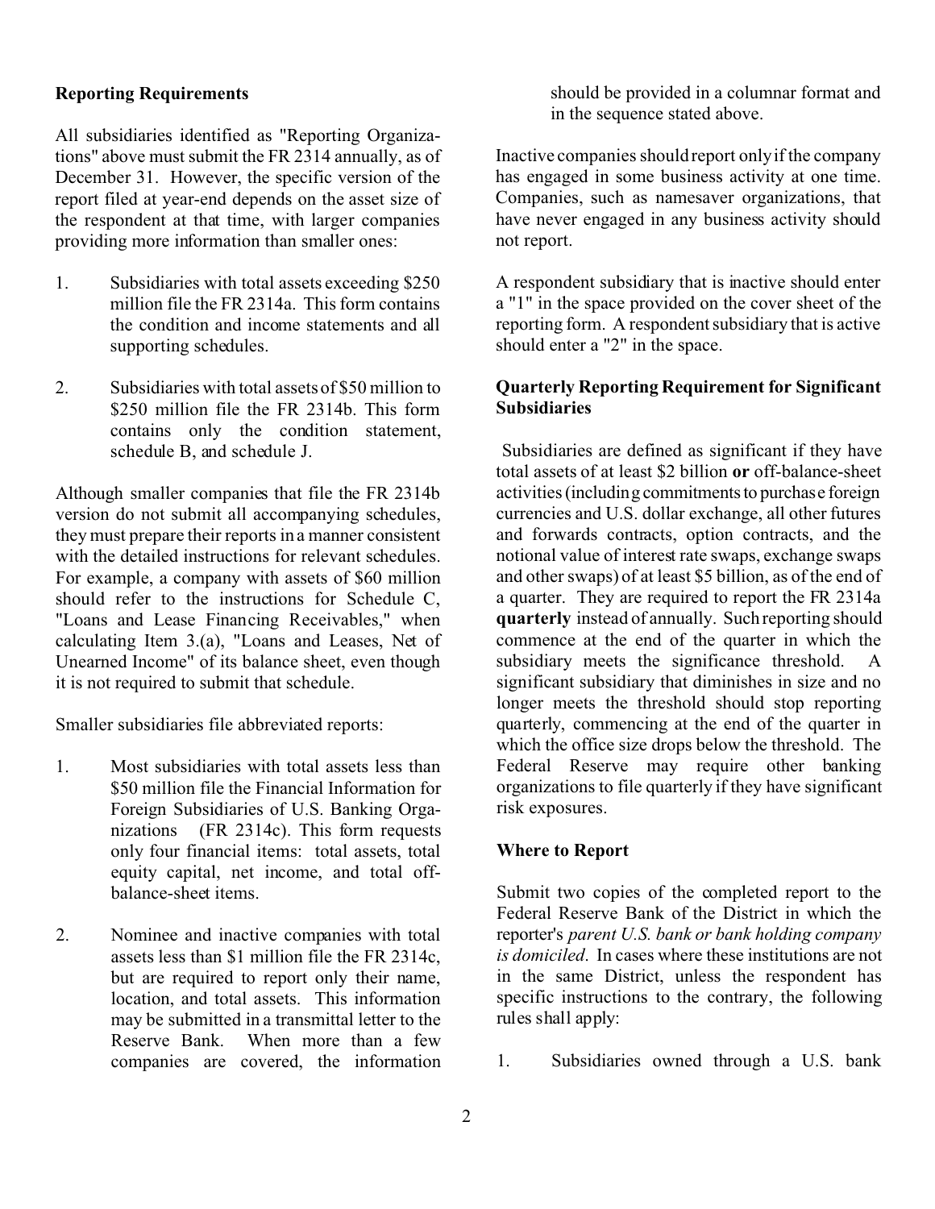**Reporting Requirements**

All subsidiaries identified as "Reporting Organizations" above must submit the FR 2314 annually, as of December 31. However, the specific version of the report filed at year-end depends on the asset size of the respondent at that time, with larger companies providing more information than smaller ones:

1. Subsidiaries with total assets exceeding $250 million file the FR 2314a. This form contains the condition and income statements and all supporting schedules.

2. Subsidiaries with total assets of $50 million to $250 million file the FR 2314b. This form contains only the condition statement, schedule B, and schedule J.

Although smaller companies that file the FR 2314b version do not submit all accompanying schedules, they must prepare their reports in a manner consistent with the detailed instructions for relevant schedules. For example, a company with assets of $60 million should refer to the instructions for Schedule C, "Loans and Lease Financing Receivables," when calculating Item 3.(a), "Loans and Leases, Net of Unearned Income" of its balance sheet, even though it is not required to submit that schedule.

Smaller subsidiaries file abbreviated reports:

1. Most subsidiaries with total assets less than $50 million file the Financial Information for Foreign Subsidiaries of U.S. Banking Organizations (FR 2314c). This form requests only four financial items: total assets, total equity capital, net income, and total off-balance-sheet items.

2. Nominee and inactive companies with total assets less than $1 million file the FR 2314c, but are required to report only their name, location, and total assets. This information may be submitted in a transmittal letter to the Reserve Bank. When more than a few companies are covered, the information should be provided in a columnar format and in the sequence stated above.

Inactive companies should report only if the company has engaged in some business activity at one time. Companies, such as namesaver organizations, that have never engaged in any business activity should not report.

A respondent subsidiary that is inactive should enter a "1" in the space provided on the cover sheet of the reporting form. A respondent subsidiary that is active should enter a "2" in the space.

**Quarterly Reporting Requirement for Significant Subsidiaries**

Subsidiaries are defined as significant if they have total assets of at least $2 billion **or** off-balance-sheet activities (including commitments to purchase foreign currencies and U.S. dollar exchange, all other futures and forwards contracts, option contracts, and the notional value of interest rate swaps, exchange swaps and other swaps) of at least $5 billion, as of the end of a quarter. They are required to report the FR 2314a **quarterly** instead of annually. Such reporting should commence at the end of the quarter in which the subsidiary meets the significance threshold. A significant subsidiary that diminishes in size and no longer meets the threshold should stop reporting quarterly, commencing at the end of the quarter in which the office size drops below the threshold. The Federal Reserve may require other banking organizations to file quarterly if they have significant risk exposures.

**Where to Report**

Submit two copies of the completed report to the Federal Reserve Bank of the District in which the reporter's *parent U.S. bank or bank holding company is domiciled*. In cases where these institutions are not in the same District, unless the respondent has specific instructions to the contrary, the following rules shall apply:

1. Subsidiaries owned through a U.S. bank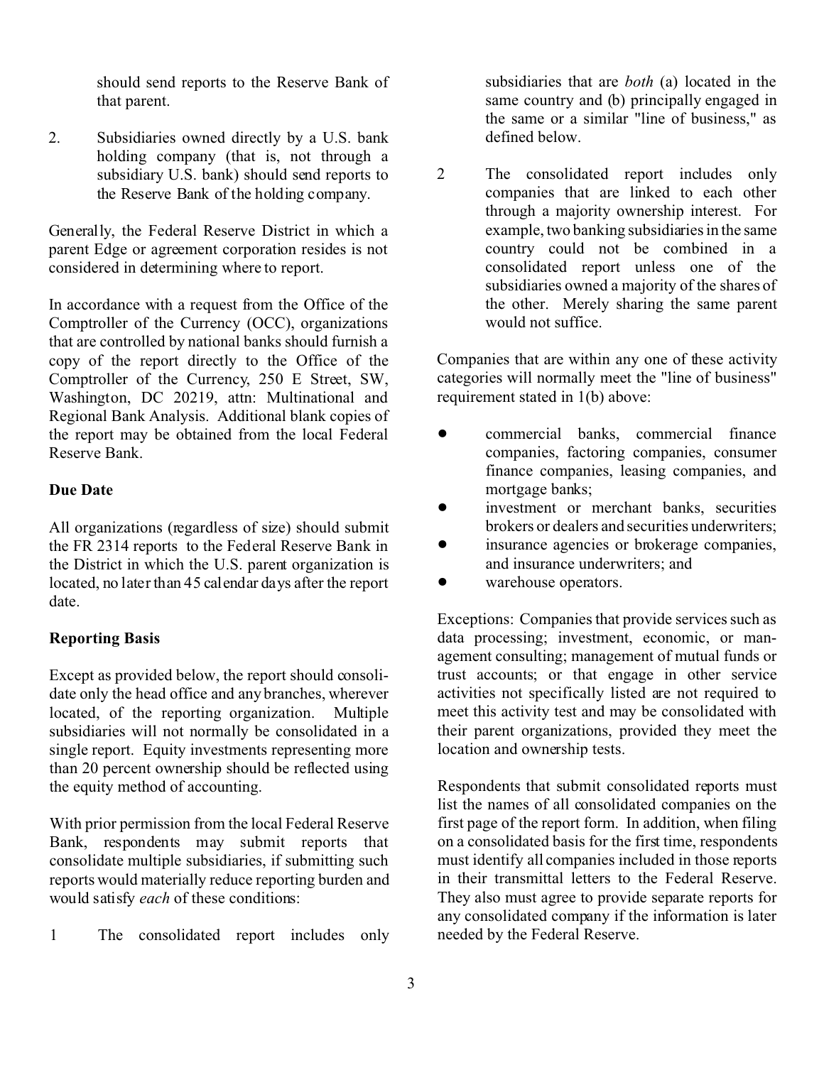should send reports to the Reserve Bank of that parent.

2. Subsidiaries owned directly by a U.S. bank holding company (that is, not through a subsidiary U.S. bank) should send reports to the Reserve Bank of the holding company.

Generally, the Federal Reserve District in which a parent Edge or agreement corporation resides is not considered in determining where to report.

In accordance with a request from the Office of the Comptroller of the Currency (OCC), organizations that are controlled by national banks should furnish a copy of the report directly to the Office of the Comptroller of the Currency, 250 E Street, SW, Washington, DC 20219, attn: Multinational and Regional Bank Analysis. Additional blank copies of the report may be obtained from the local Federal Reserve Bank.

**Due Date**

All organizations (regardless of size) should submit the FR 2314 reports to the Federal Reserve Bank in the District in which the U.S. parent organization is located, no later than 45 calendar days after the report date.

**Reporting Basis**

Except as provided below, the report should consolidate only the head office and any branches, wherever located, of the reporting organization. Multiple subsidiaries will not normally be consolidated in a single report. Equity investments representing more than 20 percent ownership should be reflected using the equity method of accounting.

With prior permission from the local Federal Reserve Bank, respondents may submit reports that consolidate multiple subsidiaries, if submitting such reports would materially reduce reporting burden and would satisfy *each* of these conditions:

1 The consolidated report includes only subsidiaries that are *both* (a) located in the same country and (b) principally engaged in the same or a similar "line of business," as defined below.

2 The consolidated report includes only companies that are linked to each other through a majority ownership interest. For example, two banking subsidiaries in the same country could not be combined in a consolidated report unless one of the subsidiaries owned a majority of the shares of the other. Merely sharing the same parent would not suffice.

Companies that are within any one of these activity categories will normally meet the "line of business" requirement stated in 1(b) above:

- commercial banks, commercial finance companies, factoring companies, consumer finance companies, leasing companies, and mortgage banks;
- investment or merchant banks, securities brokers or dealers and securities underwriters;
- insurance agencies or brokerage companies, and insurance underwriters; and
- warehouse operators.

Exceptions: Companies that provide services such as data processing; investment, economic, or management consulting; management of mutual funds or trust accounts; or that engage in other service activities not specifically listed are not required to meet this activity test and may be consolidated with their parent organizations, provided they meet the location and ownership tests.

Respondents that submit consolidated reports must list the names of all consolidated companies on the first page of the report form. In addition, when filing on a consolidated basis for the first time, respondents must identify all companies included in those reports in their transmittal letters to the Federal Reserve. They also must agree to provide separate reports for any consolidated company if the information is later needed by the Federal Reserve.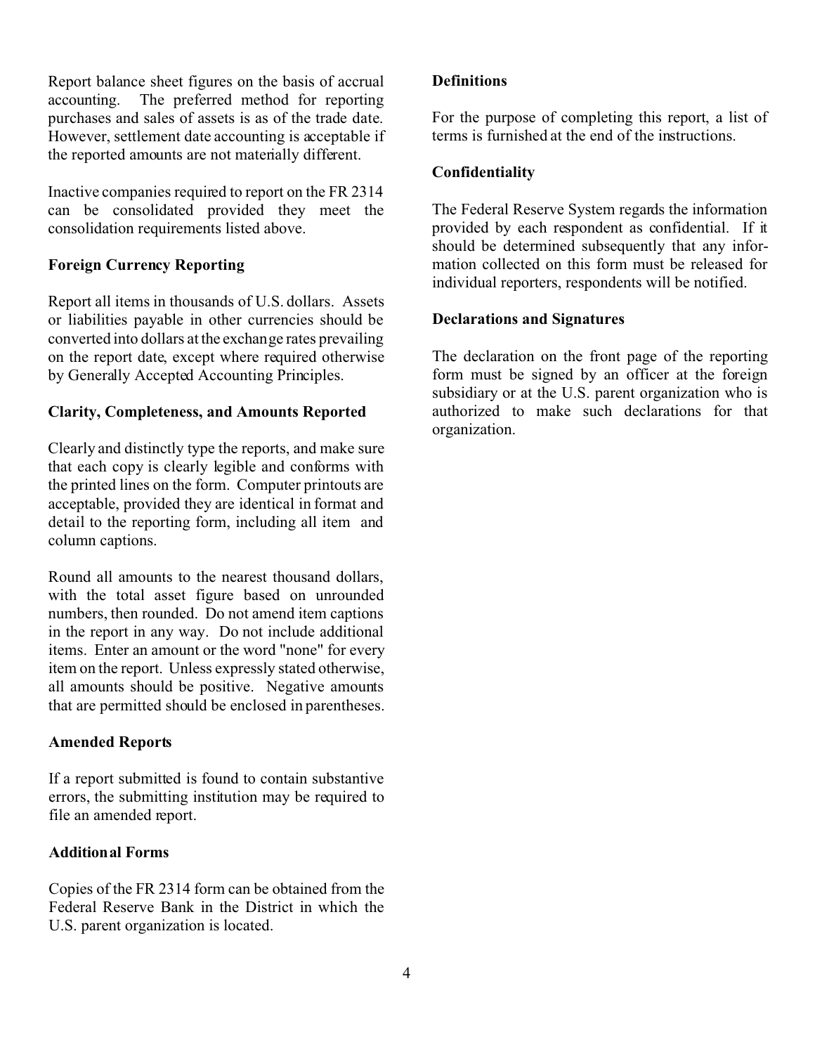Report balance sheet figures on the basis of accrual accounting. The preferred method for reporting purchases and sales of assets is as of the trade date. However, settlement date accounting is acceptable if the reported amounts are not materially different.

Inactive companies required to report on the FR 2314 can be consolidated provided they meet the consolidation requirements listed above.

### Foreign Currency Reporting

Report all items in thousands of U.S. dollars. Assets or liabilities payable in other currencies should be converted into dollars at the exchange rates prevailing on the report date, except where required otherwise by Generally Accepted Accounting Principles.

### Clarity, Completeness, and Amounts Reported

Clearly and distinctly type the reports, and make sure that each copy is clearly legible and conforms with the printed lines on the form. Computer printouts are acceptable, provided they are identical in format and detail to the reporting form, including all item and column captions.

Round all amounts to the nearest thousand dollars, with the total asset figure based on unrounded numbers, then rounded. Do not amend item captions in the report in any way. Do not include additional items. Enter an amount or the word "none" for every item on the report. Unless expressly stated otherwise, all amounts should be positive. Negative amounts that are permitted should be enclosed in parentheses.

### Amended Reports

If a report submitted is found to contain substantive errors, the submitting institution may be required to file an amended report.

### Additional Forms

Copies of the FR 2314 form can be obtained from the Federal Reserve Bank in the District in which the U.S. parent organization is located.

### Definitions

For the purpose of completing this report, a list of terms is furnished at the end of the instructions.

### Confidentiality

The Federal Reserve System regards the information provided by each respondent as confidential. If it should be determined subsequently that any information collected on this form must be released for individual reporters, respondents will be notified.

### Declarations and Signatures

The declaration on the front page of the reporting form must be signed by an officer at the foreign subsidiary or at the U.S. parent organization who is authorized to make such declarations for that organization.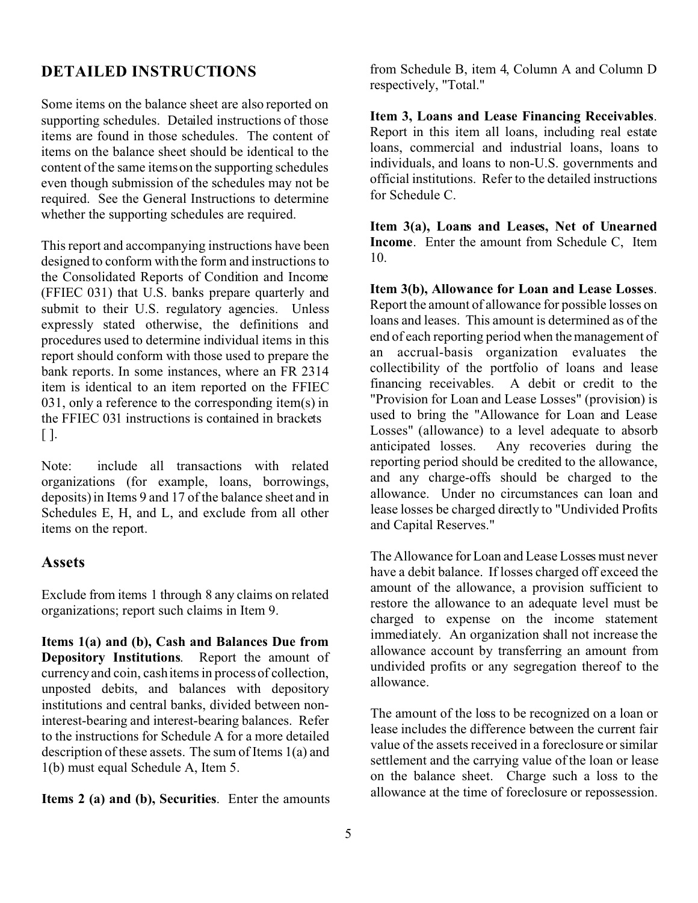## DETAILED INSTRUCTIONS

Some items on the balance sheet are also reported on supporting schedules. Detailed instructions of those items are found in those schedules. The content of items on the balance sheet should be identical to the content of the same items on the supporting schedules even though submission of the schedules may not be required. See the General Instructions to determine whether the supporting schedules are required.

This report and accompanying instructions have been designed to conform with the form and instructions to the Consolidated Reports of Condition and Income (FFIEC 031) that U.S. banks prepare quarterly and submit to their U.S. regulatory agencies. Unless expressly stated otherwise, the definitions and procedures used to determine individual items in this report should conform with those used to prepare the bank reports. In some instances, where an FR 2314 item is identical to an item reported on the FFIEC 031, only a reference to the corresponding item(s) in the FFIEC 031 instructions is contained in brackets [ ].

Note: include all transactions with related organizations (for example, loans, borrowings, deposits) in Items 9 and 17 of the balance sheet and in Schedules E, H, and L, and exclude from all other items on the report.

### Assets

Exclude from items 1 through 8 any claims on related organizations; report such claims in Item 9.

**Items 1(a) and (b), Cash and Balances Due from Depository Institutions**. Report the amount of currency and coin, cash items in process of collection, unposted debits, and balances with depository institutions and central banks, divided between non-interest-bearing and interest-bearing balances. Refer to the instructions for Schedule A for a more detailed description of these assets. The sum of Items 1(a) and 1(b) must equal Schedule A, Item 5.

**Items 2 (a) and (b), Securities**. Enter the amounts from Schedule B, item 4, Column A and Column D respectively, "Total."

**Item 3, Loans and Lease Financing Receivables**. Report in this item all loans, including real estate loans, commercial and industrial loans, loans to individuals, and loans to non-U.S. governments and official institutions. Refer to the detailed instructions for Schedule C.

**Item 3(a), Loans and Leases, Net of Unearned Income**. Enter the amount from Schedule C, Item 10.

**Item 3(b), Allowance for Loan and Lease Losses**. Report the amount of allowance for possible losses on loans and leases. This amount is determined as of the end of each reporting period when the management of an accrual-basis organization evaluates the collectibility of the portfolio of loans and lease financing receivables. A debit or credit to the "Provision for Loan and Lease Losses" (provision) is used to bring the "Allowance for Loan and Lease Losses" (allowance) to a level adequate to absorb anticipated losses. Any recoveries during the reporting period should be credited to the allowance, and any charge-offs should be charged to the allowance. Under no circumstances can loan and lease losses be charged directly to "Undivided Profits and Capital Reserves."

The Allowance for Loan and Lease Losses must never have a debit balance. If losses charged off exceed the amount of the allowance, a provision sufficient to restore the allowance to an adequate level must be charged to expense on the income statement immediately. An organization shall not increase the allowance account by transferring an amount from undivided profits or any segregation thereof to the allowance.

The amount of the loss to be recognized on a loan or lease includes the difference between the current fair value of the assets received in a foreclosure or similar settlement and the carrying value of the loan or lease on the balance sheet. Charge such a loss to the allowance at the time of foreclosure or repossession.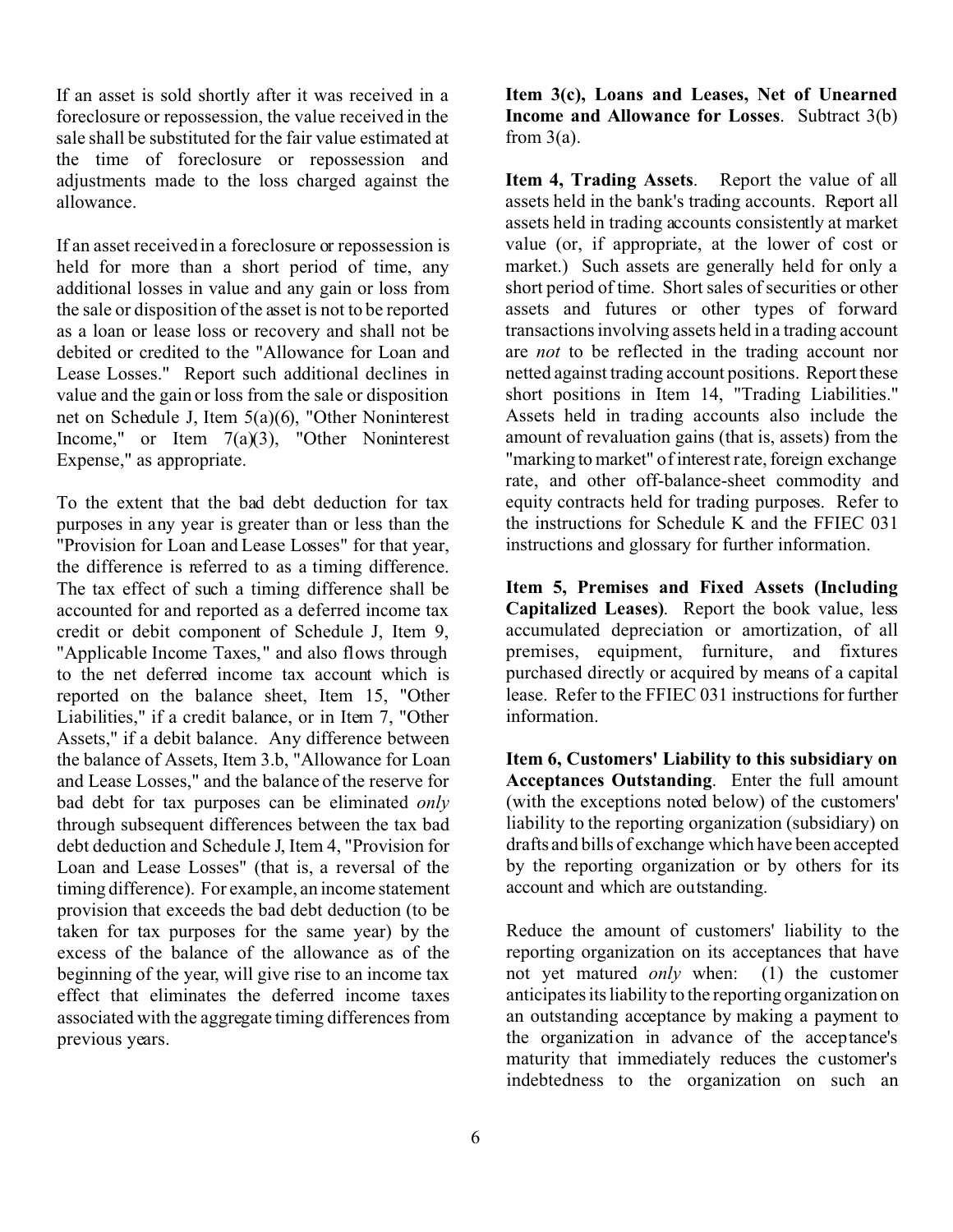If an asset is sold shortly after it was received in a foreclosure or repossession, the value received in the sale shall be substituted for the fair value estimated at the time of foreclosure or repossession and adjustments made to the loss charged against the allowance.

If an asset received in a foreclosure or repossession is held for more than a short period of time, any additional losses in value and any gain or loss from the sale or disposition of the asset is not to be reported as a loan or lease loss or recovery and shall not be debited or credited to the "Allowance for Loan and Lease Losses." Report such additional declines in value and the gain or loss from the sale or disposition net on Schedule J, Item 5(a)(6), "Other Noninterest Income," or Item 7(a)(3), "Other Noninterest Expense," as appropriate.

To the extent that the bad debt deduction for tax purposes in any year is greater than or less than the "Provision for Loan and Lease Losses" for that year, the difference is referred to as a timing difference. The tax effect of such a timing difference shall be accounted for and reported as a deferred income tax credit or debit component of Schedule J, Item 9, "Applicable Income Taxes," and also flows through to the net deferred income tax account which is reported on the balance sheet, Item 15, "Other Liabilities," if a credit balance, or in Item 7, "Other Assets," if a debit balance. Any difference between the balance of Assets, Item 3.b, "Allowance for Loan and Lease Losses," and the balance of the reserve for bad debt for tax purposes can be eliminated *only* through subsequent differences between the tax bad debt deduction and Schedule J, Item 4, "Provision for Loan and Lease Losses" (that is, a reversal of the timing difference). For example, an income statement provision that exceeds the bad debt deduction (to be taken for tax purposes for the same year) by the excess of the balance of the allowance as of the beginning of the year, will give rise to an income tax effect that eliminates the deferred income taxes associated with the aggregate timing differences from previous years.

**Item 3(c), Loans and Leases, Net of Unearned Income and Allowance for Losses**. Subtract 3(b) from 3(a).

**Item 4, Trading Assets**. Report the value of all assets held in the bank's trading accounts. Report all assets held in trading accounts consistently at market value (or, if appropriate, at the lower of cost or market.) Such assets are generally held for only a short period of time. Short sales of securities or other assets and futures or other types of forward transactions involving assets held in a trading account are *not* to be reflected in the trading account nor netted against trading account positions. Report these short positions in Item 14, "Trading Liabilities." Assets held in trading accounts also include the amount of revaluation gains (that is, assets) from the "marking to market" of interest rate, foreign exchange rate, and other off-balance-sheet commodity and equity contracts held for trading purposes. Refer to the instructions for Schedule K and the FFIEC 031 instructions and glossary for further information.

**Item 5, Premises and Fixed Assets (Including Capitalized Leases)**. Report the book value, less accumulated depreciation or amortization, of all premises, equipment, furniture, and fixtures purchased directly or acquired by means of a capital lease. Refer to the FFIEC 031 instructions for further information.

**Item 6, Customers' Liability to this subsidiary on Acceptances Outstanding**. Enter the full amount (with the exceptions noted below) of the customers' liability to the reporting organization (subsidiary) on drafts and bills of exchange which have been accepted by the reporting organization or by others for its account and which are outstanding.

Reduce the amount of customers' liability to the reporting organization on its acceptances that have not yet matured *only* when: (1) the customer anticipates its liability to the reporting organization on an outstanding acceptance by making a payment to the organization in advance of the acceptance's maturity that immediately reduces the customer's indebtedness to the organization on such an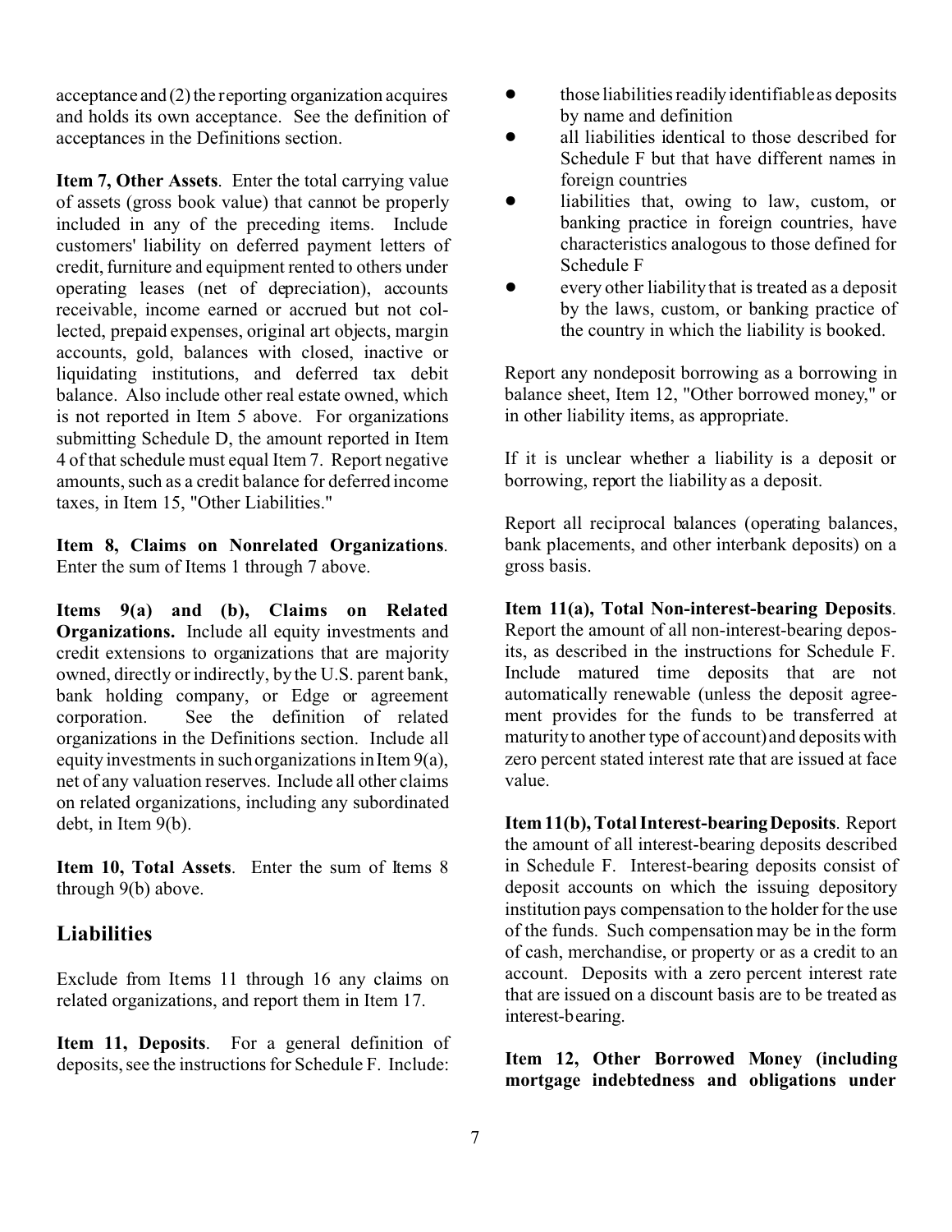acceptance and (2) the reporting organization acquires and holds its own acceptance. See the definition of acceptances in the Definitions section.

**Item 7, Other Assets**. Enter the total carrying value of assets (gross book value) that cannot be properly included in any of the preceding items. Include customers' liability on deferred payment letters of credit, furniture and equipment rented to others under operating leases (net of depreciation), accounts receivable, income earned or accrued but not collected, prepaid expenses, original art objects, margin accounts, gold, balances with closed, inactive or liquidating institutions, and deferred tax debit balance. Also include other real estate owned, which is not reported in Item 5 above. For organizations submitting Schedule D, the amount reported in Item 4 of that schedule must equal Item 7. Report negative amounts, such as a credit balance for deferred income taxes, in Item 15, "Other Liabilities."

**Item 8, Claims on Nonrelated Organizations**. Enter the sum of Items 1 through 7 above.

**Items 9(a) and (b), Claims on Related Organizations.** Include all equity investments and credit extensions to organizations that are majority owned, directly or indirectly, by the U.S. parent bank, bank holding company, or Edge or agreement corporation. See the definition of related organizations in the Definitions section. Include all equity investments in such organizations in Item 9(a), net of any valuation reserves. Include all other claims on related organizations, including any subordinated debt, in Item 9(b).

**Item 10, Total Assets**. Enter the sum of Items 8 through 9(b) above.

## Liabilities

Exclude from Items 11 through 16 any claims on related organizations, and report them in Item 17.

**Item 11, Deposits**. For a general definition of deposits, see the instructions for Schedule F. Include:

- those liabilities readily identifiable as deposits by name and definition
- all liabilities identical to those described for Schedule F but that have different names in foreign countries
- liabilities that, owing to law, custom, or banking practice in foreign countries, have characteristics analogous to those defined for Schedule F
- every other liability that is treated as a deposit by the laws, custom, or banking practice of the country in which the liability is booked.

Report any nondeposit borrowing as a borrowing in balance sheet, Item 12, "Other borrowed money," or in other liability items, as appropriate.

If it is unclear whether a liability is a deposit or borrowing, report the liability as a deposit.

Report all reciprocal balances (operating balances, bank placements, and other interbank deposits) on a gross basis.

**Item 11(a), Total Non-interest-bearing Deposits**. Report the amount of all non-interest-bearing deposits, as described in the instructions for Schedule F. Include matured time deposits that are not automatically renewable (unless the deposit agreement provides for the funds to be transferred at maturity to another type of account) and deposits with zero percent stated interest rate that are issued at face value.

**Item 11(b), Total Interest-bearing Deposits**. Report the amount of all interest-bearing deposits described in Schedule F. Interest-bearing deposits consist of deposit accounts on which the issuing depository institution pays compensation to the holder for the use of the funds. Such compensation may be in the form of cash, merchandise, or property or as a credit to an account. Deposits with a zero percent interest rate that are issued on a discount basis are to be treated as interest-bearing.

**Item 12, Other Borrowed Money (including mortgage indebtedness and obligations under**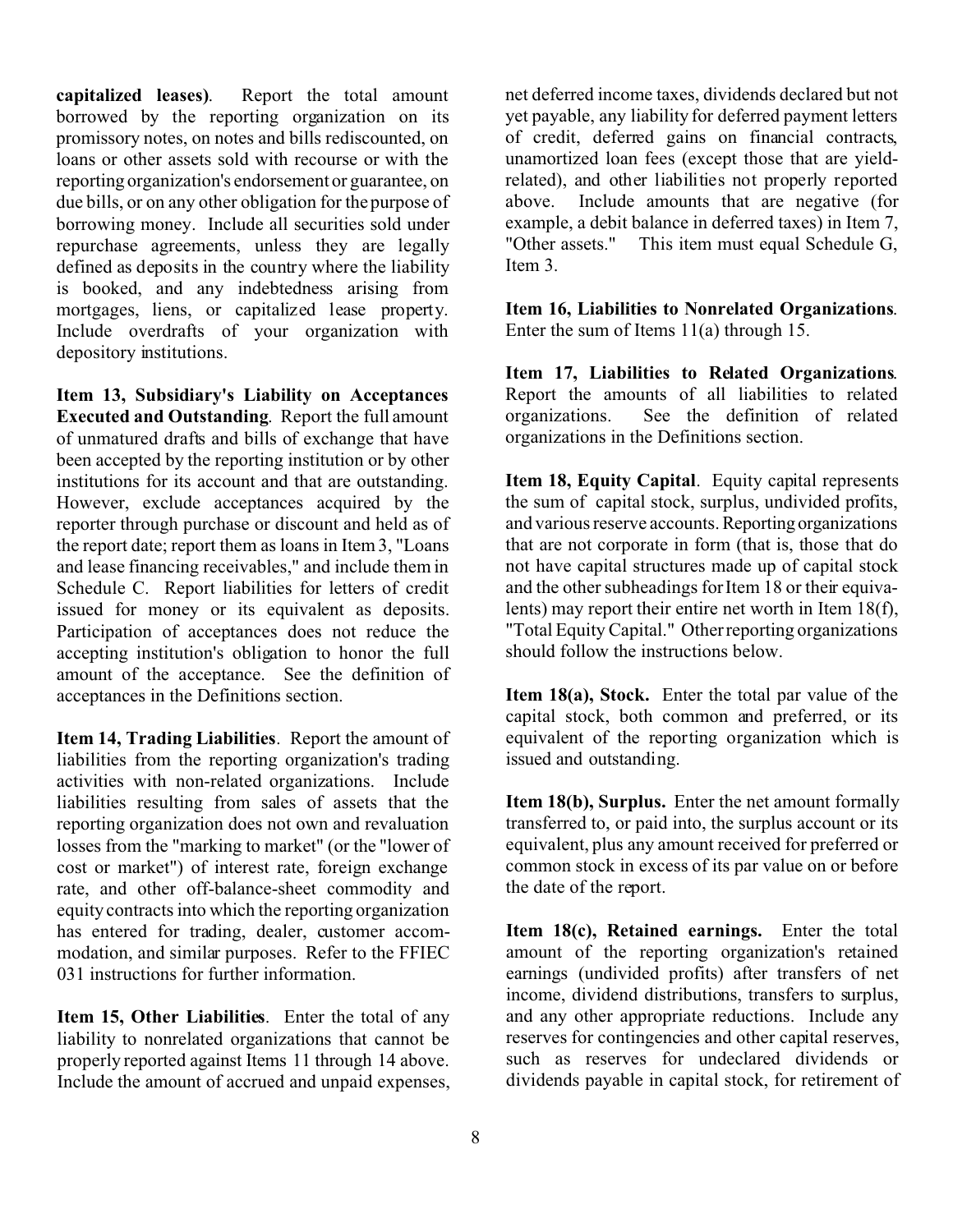**capitalized leases)**. Report the total amount borrowed by the reporting organization on its promissory notes, on notes and bills rediscounted, on loans or other assets sold with recourse or with the reporting organization's endorsement or guarantee, on due bills, or on any other obligation for the purpose of borrowing money. Include all securities sold under repurchase agreements, unless they are legally defined as deposits in the country where the liability is booked, and any indebtedness arising from mortgages, liens, or capitalized lease property. Include overdrafts of your organization with depository institutions.

**Item 13, Subsidiary's Liability on Acceptances Executed and Outstanding**. Report the full amount of unmatured drafts and bills of exchange that have been accepted by the reporting institution or by other institutions for its account and that are outstanding. However, exclude acceptances acquired by the reporter through purchase or discount and held as of the report date; report them as loans in Item 3, "Loans and lease financing receivables," and include them in Schedule C. Report liabilities for letters of credit issued for money or its equivalent as deposits. Participation of acceptances does not reduce the accepting institution's obligation to honor the full amount of the acceptance. See the definition of acceptances in the Definitions section.

**Item 14, Trading Liabilities**. Report the amount of liabilities from the reporting organization's trading activities with non-related organizations. Include liabilities resulting from sales of assets that the reporting organization does not own and revaluation losses from the "marking to market" (or the "lower of cost or market") of interest rate, foreign exchange rate, and other off-balance-sheet commodity and equity contracts into which the reporting organization has entered for trading, dealer, customer accommodation, and similar purposes. Refer to the FFIEC 031 instructions for further information.

**Item 15, Other Liabilities**. Enter the total of any liability to nonrelated organizations that cannot be properly reported against Items 11 through 14 above. Include the amount of accrued and unpaid expenses, net deferred income taxes, dividends declared but not yet payable, any liability for deferred payment letters of credit, deferred gains on financial contracts, unamortized loan fees (except those that are yield-related), and other liabilities not properly reported above. Include amounts that are negative (for example, a debit balance in deferred taxes) in Item 7, "Other assets." This item must equal Schedule G, Item 3.

**Item 16, Liabilities to Nonrelated Organizations**. Enter the sum of Items 11(a) through 15.

**Item 17, Liabilities to Related Organizations**. Report the amounts of all liabilities to related organizations. See the definition of related organizations in the Definitions section.

**Item 18, Equity Capital**. Equity capital represents the sum of capital stock, surplus, undivided profits, and various reserve accounts. Reporting organizations that are not corporate in form (that is, those that do not have capital structures made up of capital stock and the other subheadings for Item 18 or their equivalents) may report their entire net worth in Item 18(f), "Total Equity Capital." Other reporting organizations should follow the instructions below.

**Item 18(a), Stock.** Enter the total par value of the capital stock, both common and preferred, or its equivalent of the reporting organization which is issued and outstanding.

**Item 18(b), Surplus.** Enter the net amount formally transferred to, or paid into, the surplus account or its equivalent, plus any amount received for preferred or common stock in excess of its par value on or before the date of the report.

**Item 18(c), Retained earnings.** Enter the total amount of the reporting organization's retained earnings (undivided profits) after transfers of net income, dividend distributions, transfers to surplus, and any other appropriate reductions. Include any reserves for contingencies and other capital reserves, such as reserves for undeclared dividends or dividends payable in capital stock, for retirement of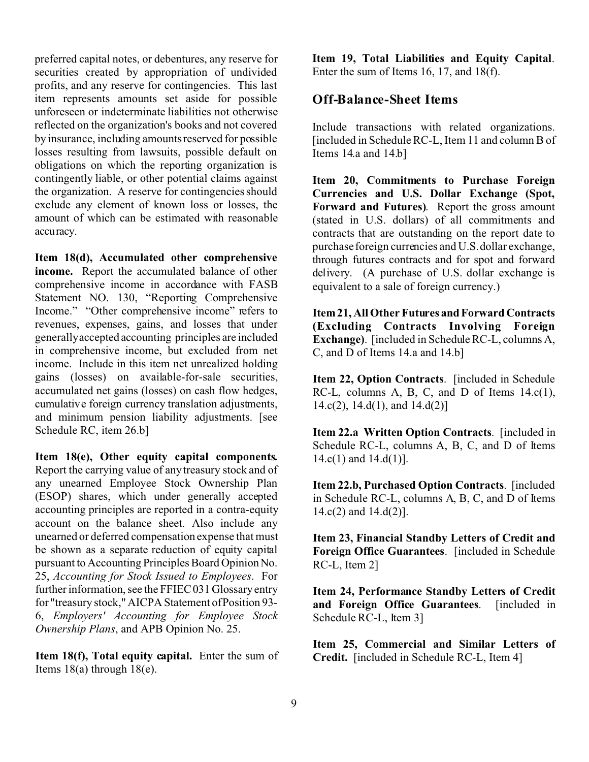preferred capital notes, or debentures, any reserve for securities created by appropriation of undivided profits, and any reserve for contingencies. This last item represents amounts set aside for possible unforeseen or indeterminate liabilities not otherwise reflected on the organization's books and not covered by insurance, including amounts reserved for possible losses resulting from lawsuits, possible default on obligations on which the reporting organization is contingently liable, or other potential claims against the organization. A reserve for contingencies should exclude any element of known loss or losses, the amount of which can be estimated with reasonable accuracy.

**Item 18(d), Accumulated other comprehensive income.** Report the accumulated balance of other comprehensive income in accordance with FASB Statement NO. 130, "Reporting Comprehensive Income." "Other comprehensive income" refers to revenues, expenses, gains, and losses that under generally accepted accounting principles are included in comprehensive income, but excluded from net income. Include in this item net unrealized holding gains (losses) on available-for-sale securities, accumulated net gains (losses) on cash flow hedges, cumulative foreign currency translation adjustments, and minimum pension liability adjustments. [see Schedule RC, item 26.b]

**Item 18(e), Other equity capital components.** Report the carrying value of any treasury stock and of any unearned Employee Stock Ownership Plan (ESOP) shares, which under generally accepted accounting principles are reported in a contra-equity account on the balance sheet. Also include any unearned or deferred compensation expense that must be shown as a separate reduction of equity capital pursuant to Accounting Principles Board Opinion No. 25, *Accounting for Stock Issued to Employees*. For further information, see the FFIEC 031 Glossary entry for "treasury stock," AICPA Statement of Position 93-6, *Employers' Accounting for Employee Stock Ownership Plans*, and APB Opinion No. 25.

**Item 18(f), Total equity capital.** Enter the sum of Items 18(a) through 18(e).

**Item 19, Total Liabilities and Equity Capital**. Enter the sum of Items 16, 17, and 18(f).

## Off-Balance-Sheet Items

Include transactions with related organizations. [included in Schedule RC-L, Item 11 and column B of Items 14.a and 14.b]

**Item 20, Commitments to Purchase Foreign Currencies and U.S. Dollar Exchange (Spot, Forward and Futures)**. Report the gross amount (stated in U.S. dollars) of all commitments and contracts that are outstanding on the report date to purchase foreign currencies and U.S. dollar exchange, through futures contracts and for spot and forward delivery. (A purchase of U.S. dollar exchange is equivalent to a sale of foreign currency.)

**Item 21, All Other Futures and Forward Contracts (Excluding Contracts Involving Foreign Exchange)**. [included in Schedule RC-L, columns A, C, and D of Items 14.a and 14.b]

**Item 22, Option Contracts**. [included in Schedule RC-L, columns A, B, C, and D of Items 14.c(1), 14.c(2), 14.d(1), and 14.d(2)]

**Item 22.a Written Option Contracts**. [included in Schedule RC-L, columns A, B, C, and D of Items 14.c(1) and 14.d(1)].

**Item 22.b, Purchased Option Contracts**. [included in Schedule RC-L, columns A, B, C, and D of Items 14.c(2) and 14.d(2)].

**Item 23, Financial Standby Letters of Credit and Foreign Office Guarantees**. [included in Schedule RC-L, Item 2]

**Item 24, Performance Standby Letters of Credit and Foreign Office Guarantees**. [included in Schedule RC-L, Item 3]

**Item 25, Commercial and Similar Letters of Credit.** [included in Schedule RC-L, Item 4]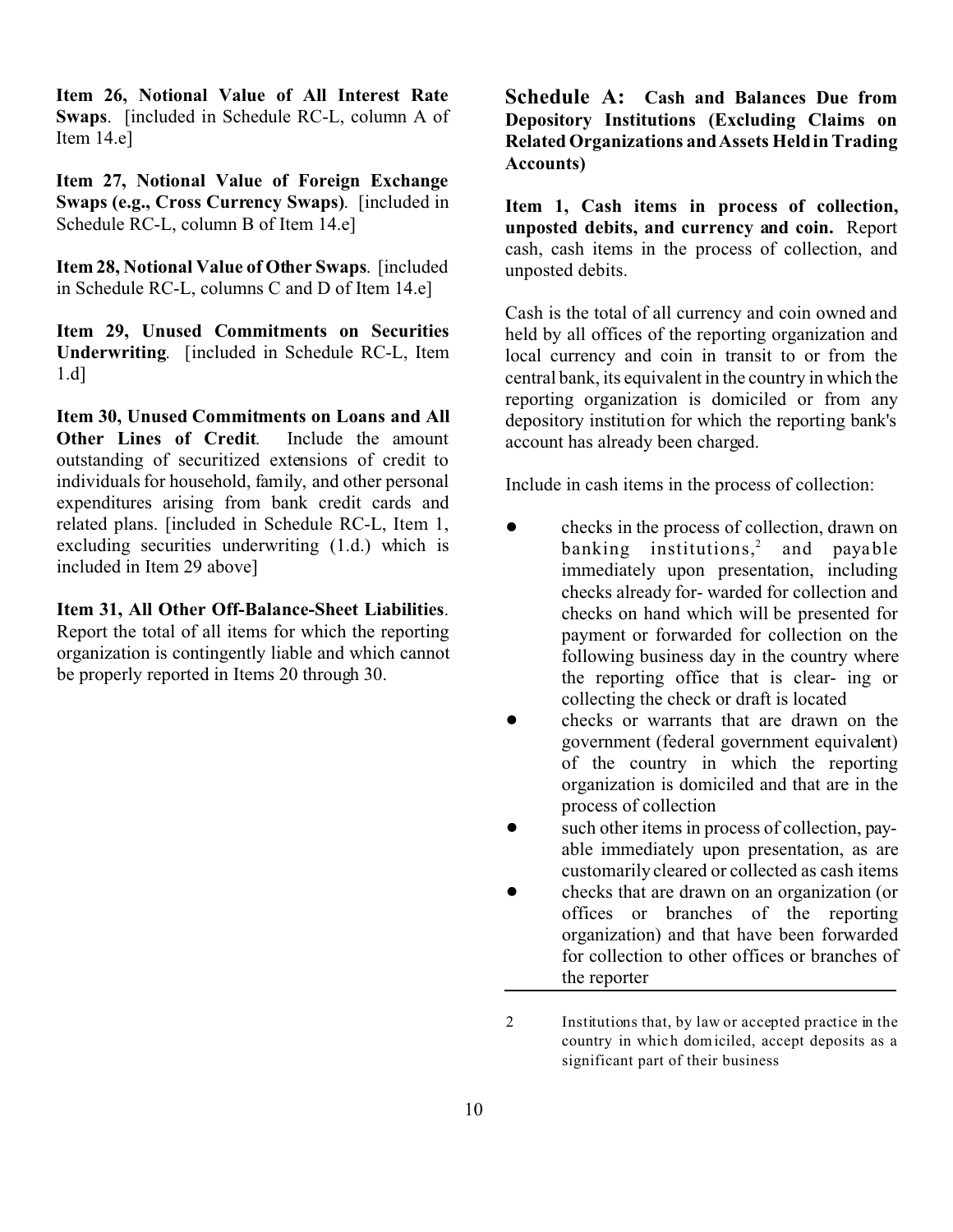**Item 26, Notional Value of All Interest Rate Swaps**. [included in Schedule RC-L, column A of Item 14.e]

**Item 27, Notional Value of Foreign Exchange Swaps (e.g., Cross Currency Swaps)**. [included in Schedule RC-L, column B of Item 14.e]

**Item 28, Notional Value of Other Swaps**. [included in Schedule RC-L, columns C and D of Item 14.e]

**Item 29, Unused Commitments on Securities Underwriting**. [included in Schedule RC-L, Item 1.d]

**Item 30, Unused Commitments on Loans and All Other Lines of Credit**. Include the amount outstanding of securitized extensions of credit to individuals for household, family, and other personal expenditures arising from bank credit cards and related plans. [included in Schedule RC-L, Item 1, excluding securities underwriting (1.d.) which is included in Item 29 above]

**Item 31, All Other Off-Balance-Sheet Liabilities**. Report the total of all items for which the reporting organization is contingently liable and which cannot be properly reported in Items 20 through 30.

## Schedule A: Cash and Balances Due from Depository Institutions (Excluding Claims on Related Organizations and Assets Held in Trading Accounts)

**Item 1, Cash items in process of collection, unposted debits, and currency and coin.** Report cash, cash items in the process of collection, and unposted debits.

Cash is the total of all currency and coin owned and held by all offices of the reporting organization and local currency and coin in transit to or from the central bank, its equivalent in the country in which the reporting organization is domiciled or from any depository institution for which the reporting bank's account has already been charged.

Include in cash items in the process of collection:

- checks in the process of collection, drawn on banking institutions,[2] and payable immediately upon presentation, including checks already for- warded for collection and checks on hand which will be presented for payment or forwarded for collection on the following business day in the country where the reporting office that is clear- ing or collecting the check or draft is located
- checks or warrants that are drawn on the government (federal government equivalent) of the country in which the reporting organization is domiciled and that are in the process of collection
- such other items in process of collection, pay- able immediately upon presentation, as are customarily cleared or collected as cash items
- checks that are drawn on an organization (or offices or branches of the reporting organization) and that have been forwarded for collection to other offices or branches of the reporter

---

2 Institutions that, by law or accepted practice in the country in which domiciled, accept deposits as a significant part of their business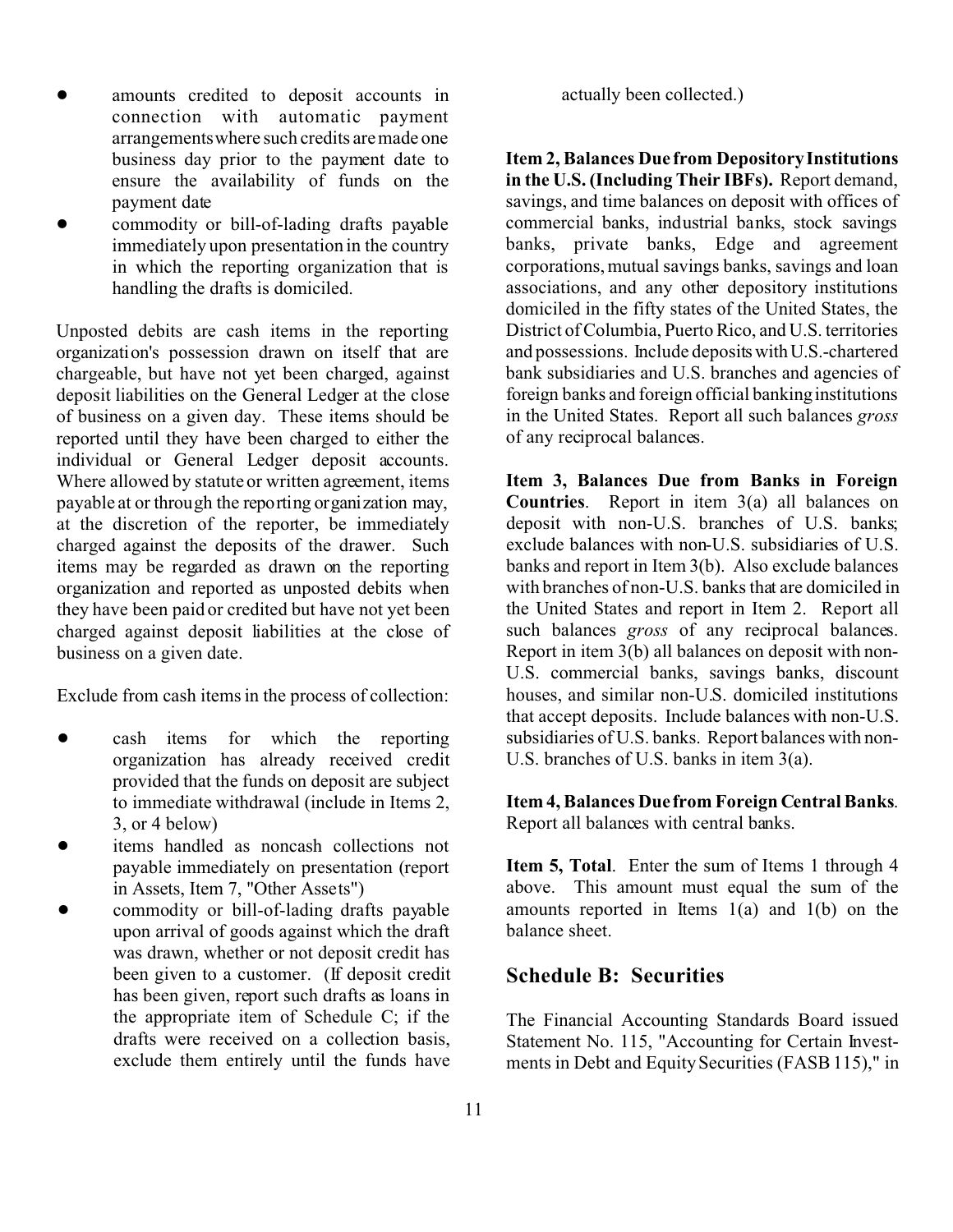- amounts credited to deposit accounts in connection with automatic payment arrangements where such credits are made one business day prior to the payment date to ensure the availability of funds on the payment date
- commodity or bill-of-lading drafts payable immediately upon presentation in the country in which the reporting organization that is handling the drafts is domiciled.

Unposted debits are cash items in the reporting organization's possession drawn on itself that are chargeable, but have not yet been charged, against deposit liabilities on the General Ledger at the close of business on a given day. These items should be reported until they have been charged to either the individual or General Ledger deposit accounts. Where allowed by statute or written agreement, items payable at or through the reporting organization may, at the discretion of the reporter, be immediately charged against the deposits of the drawer. Such items may be regarded as drawn on the reporting organization and reported as unposted debits when they have been paid or credited but have not yet been charged against deposit liabilities at the close of business on a given date.

Exclude from cash items in the process of collection:

- cash items for which the reporting organization has already received credit provided that the funds on deposit are subject to immediate withdrawal (include in Items 2, 3, or 4 below)
- items handled as noncash collections not payable immediately on presentation (report in Assets, Item 7, "Other Assets")
- commodity or bill-of-lading drafts payable upon arrival of goods against which the draft was drawn, whether or not deposit credit has been given to a customer. (If deposit credit has been given, report such drafts as loans in the appropriate item of Schedule C; if the drafts were received on a collection basis, exclude them entirely until the funds have actually been collected.)

**Item 2, Balances Due from Depository Institutions in the U.S. (Including Their IBFs).** Report demand, savings, and time balances on deposit with offices of commercial banks, industrial banks, stock savings banks, private banks, Edge and agreement corporations, mutual savings banks, savings and loan associations, and any other depository institutions domiciled in the fifty states of the United States, the District of Columbia, Puerto Rico, and U.S. territories and possessions. Include deposits with U.S.-chartered bank subsidiaries and U.S. branches and agencies of foreign banks and foreign official banking institutions in the United States. Report all such balances *gross* of any reciprocal balances.

**Item 3, Balances Due from Banks in Foreign Countries**. Report in item 3(a) all balances on deposit with non-U.S. branches of U.S. banks; exclude balances with non-U.S. subsidiaries of U.S. banks and report in Item 3(b). Also exclude balances with branches of non-U.S. banks that are domiciled in the United States and report in Item 2. Report all such balances *gross* of any reciprocal balances. Report in item 3(b) all balances on deposit with non-U.S. commercial banks, savings banks, discount houses, and similar non-U.S. domiciled institutions that accept deposits. Include balances with non-U.S. subsidiaries of U.S. banks. Report balances with non-U.S. branches of U.S. banks in item 3(a).

**Item 4, Balances Due from Foreign Central Banks**. Report all balances with central banks.

**Item 5, Total**. Enter the sum of Items 1 through 4 above. This amount must equal the sum of the amounts reported in Items 1(a) and 1(b) on the balance sheet.

## Schedule B: Securities

The Financial Accounting Standards Board issued Statement No. 115, "Accounting for Certain Investments in Debt and Equity Securities (FASB 115)," in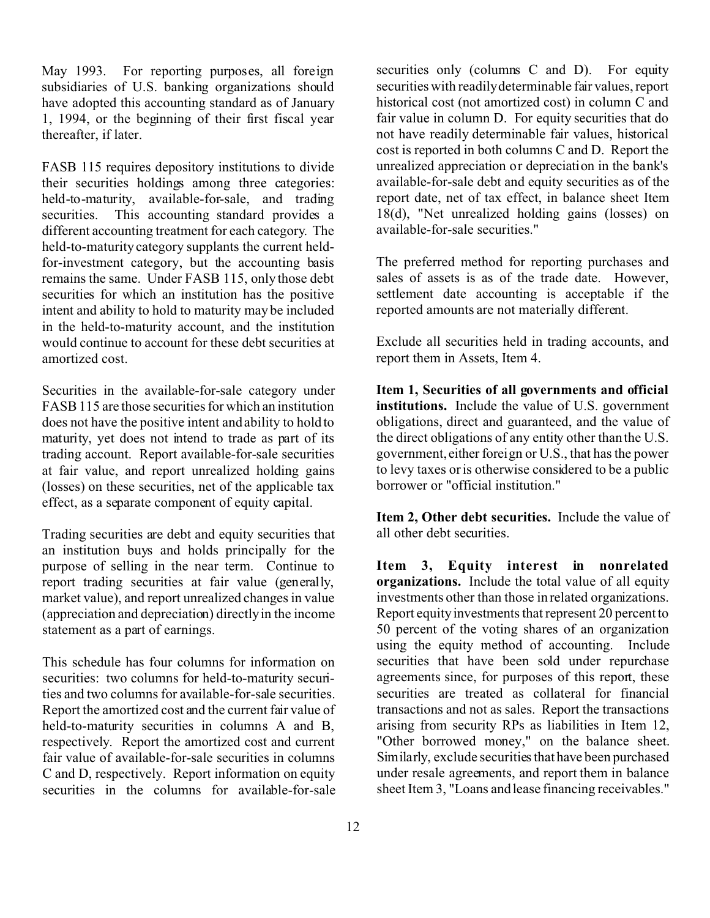May 1993. For reporting purposes, all foreign subsidiaries of U.S. banking organizations should have adopted this accounting standard as of January 1, 1994, or the beginning of their first fiscal year thereafter, if later.

FASB 115 requires depository institutions to divide their securities holdings among three categories: held-to-maturity, available-for-sale, and trading securities. This accounting standard provides a different accounting treatment for each category. The held-to-maturity category supplants the current held-for-investment category, but the accounting basis remains the same. Under FASB 115, only those debt securities for which an institution has the positive intent and ability to hold to maturity may be included in the held-to-maturity account, and the institution would continue to account for these debt securities at amortized cost.

Securities in the available-for-sale category under FASB 115 are those securities for which an institution does not have the positive intent and ability to hold to maturity, yet does not intend to trade as part of its trading account. Report available-for-sale securities at fair value, and report unrealized holding gains (losses) on these securities, net of the applicable tax effect, as a separate component of equity capital.

Trading securities are debt and equity securities that an institution buys and holds principally for the purpose of selling in the near term. Continue to report trading securities at fair value (generally, market value), and report unrealized changes in value (appreciation and depreciation) directly in the income statement as a part of earnings.

This schedule has four columns for information on securities: two columns for held-to-maturity securities and two columns for available-for-sale securities. Report the amortized cost and the current fair value of held-to-maturity securities in columns A and B, respectively. Report the amortized cost and current fair value of available-for-sale securities in columns C and D, respectively. Report information on equity securities in the columns for available-for-sale securities only (columns C and D). For equity securities with readily determinable fair values, report historical cost (not amortized cost) in column C and fair value in column D. For equity securities that do not have readily determinable fair values, historical cost is reported in both columns C and D. Report the unrealized appreciation or depreciation in the bank's available-for-sale debt and equity securities as of the report date, net of tax effect, in balance sheet Item 18(d), "Net unrealized holding gains (losses) on available-for-sale securities."

The preferred method for reporting purchases and sales of assets is as of the trade date. However, settlement date accounting is acceptable if the reported amounts are not materially different.

Exclude all securities held in trading accounts, and report them in Assets, Item 4.

**Item 1, Securities of all governments and official institutions.** Include the value of U.S. government obligations, direct and guaranteed, and the value of the direct obligations of any entity other than the U.S. government, either foreign or U.S., that has the power to levy taxes or is otherwise considered to be a public borrower or "official institution."

**Item 2, Other debt securities.** Include the value of all other debt securities.

**Item 3, Equity interest in nonrelated organizations.** Include the total value of all equity investments other than those in related organizations. Report equity investments that represent 20 percent to 50 percent of the voting shares of an organization using the equity method of accounting. Include securities that have been sold under repurchase agreements since, for purposes of this report, these securities are treated as collateral for financial transactions and not as sales. Report the transactions arising from security RPs as liabilities in Item 12, "Other borrowed money," on the balance sheet. Similarly, exclude securities that have been purchased under resale agreements, and report them in balance sheet Item 3, "Loans and lease financing receivables."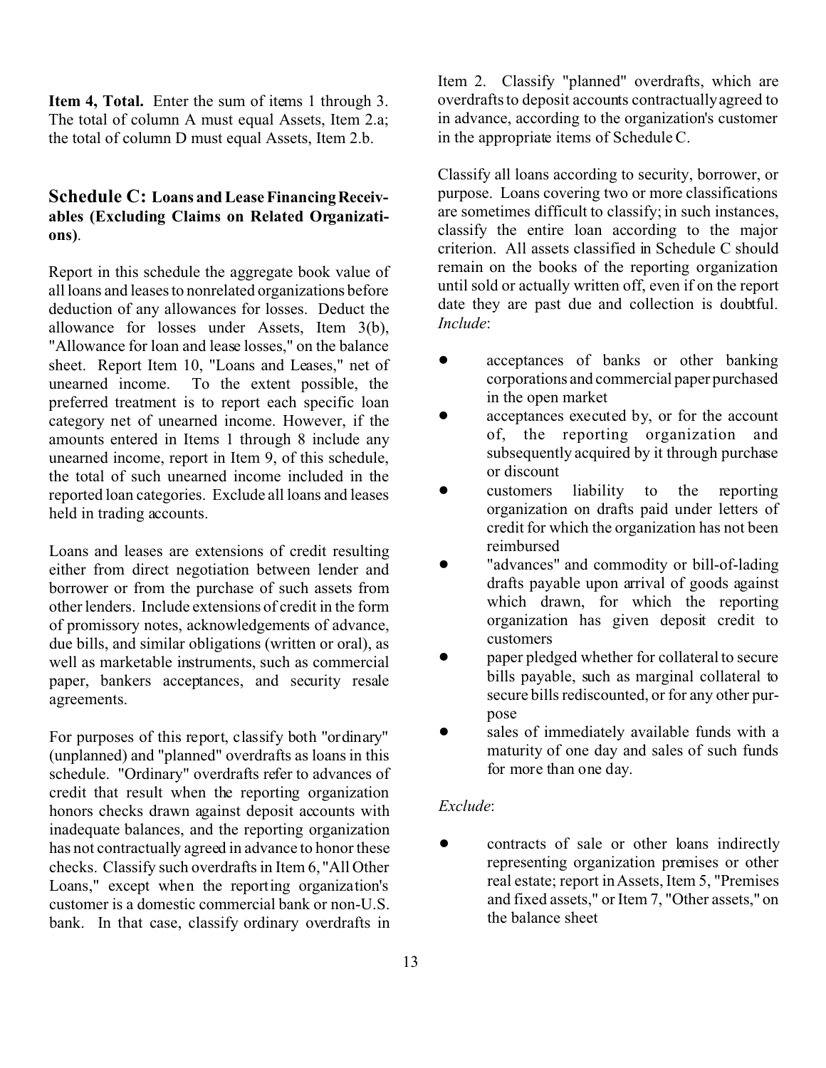**Item 4, Total.** Enter the sum of items 1 through 3. The total of column A must equal Assets, Item 2.a; the total of column D must equal Assets, Item 2.b.

## Schedule C: Loans and Lease Financing Receivables (Excluding Claims on Related Organizations).

Report in this schedule the aggregate book value of all loans and leases to nonrelated organizations before deduction of any allowances for losses. Deduct the allowance for losses under Assets, Item 3(b), "Allowance for loan and lease losses," on the balance sheet. Report Item 10, "Loans and Leases," net of unearned income. To the extent possible, the preferred treatment is to report each specific loan category net of unearned income. However, if the amounts entered in Items 1 through 8 include any unearned income, report in Item 9, of this schedule, the total of such unearned income included in the reported loan categories. Exclude all loans and leases held in trading accounts.

Loans and leases are extensions of credit resulting either from direct negotiation between lender and borrower or from the purchase of such assets from other lenders. Include extensions of credit in the form of promissory notes, acknowledgements of advance, due bills, and similar obligations (written or oral), as well as marketable instruments, such as commercial paper, bankers acceptances, and security resale agreements.

For purposes of this report, classify both "ordinary" (unplanned) and "planned" overdrafts as loans in this schedule. "Ordinary" overdrafts refer to advances of credit that result when the reporting organization honors checks drawn against deposit accounts with inadequate balances, and the reporting organization has not contractually agreed in advance to honor these checks. Classify such overdrafts in Item 6, "All Other Loans," except when the reporting organization's customer is a domestic commercial bank or non-U.S. bank. In that case, classify ordinary overdrafts in Item 2. Classify "planned" overdrafts, which are overdrafts to deposit accounts contractually agreed to in advance, according to the organization's customer in the appropriate items of Schedule C.

Classify all loans according to security, borrower, or purpose. Loans covering two or more classifications are sometimes difficult to classify; in such instances, classify the entire loan according to the major criterion. All assets classified in Schedule C should remain on the books of the reporting organization until sold or actually written off, even if on the report date they are past due and collection is doubtful. *Include*:

- acceptances of banks or other banking corporations and commercial paper purchased in the open market
- acceptances executed by, or for the account of, the reporting organization and subsequently acquired by it through purchase or discount
- customers liability to the reporting organization on drafts paid under letters of credit for which the organization has not been reimbursed
- "advances" and commodity or bill-of-lading drafts payable upon arrival of goods against which drawn, for which the reporting organization has given deposit credit to customers
- paper pledged whether for collateral to secure bills payable, such as marginal collateral to secure bills rediscounted, or for any other purpose
- sales of immediately available funds with a maturity of one day and sales of such funds for more than one day.

*Exclude*:

- contracts of sale or other loans indirectly representing organization premises or other real estate; report in Assets, Item 5, "Premises and fixed assets," or Item 7, "Other assets," on the balance sheet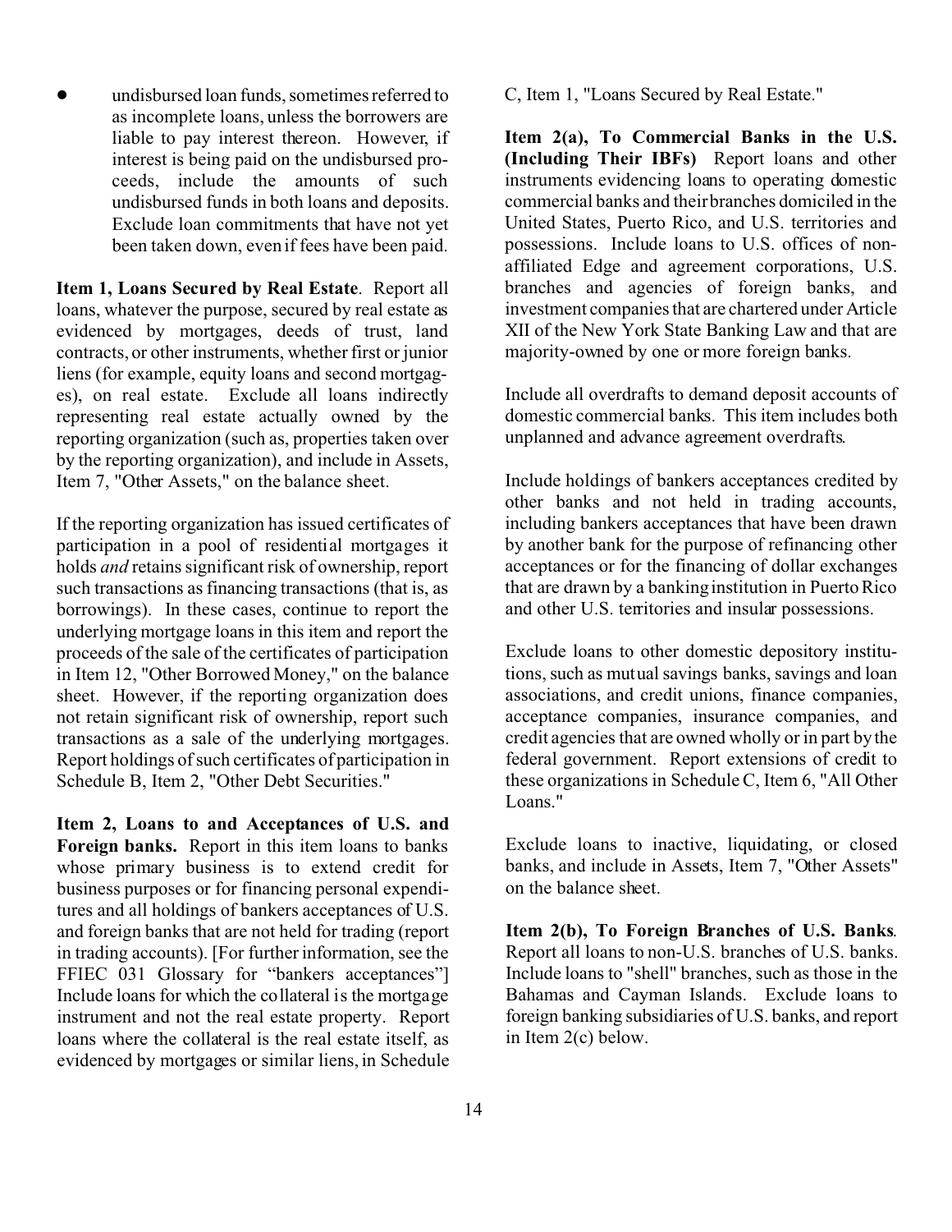- undisbursed loan funds, sometimes referred to as incomplete loans, unless the borrowers are liable to pay interest thereon. However, if interest is being paid on the undisbursed proceeds, include the amounts of such undisbursed funds in both loans and deposits. Exclude loan commitments that have not yet been taken down, even if fees have been paid.

**Item 1, Loans Secured by Real Estate**. Report all loans, whatever the purpose, secured by real estate as evidenced by mortgages, deeds of trust, land contracts, or other instruments, whether first or junior liens (for example, equity loans and second mortgages), on real estate. Exclude all loans indirectly representing real estate actually owned by the reporting organization (such as, properties taken over by the reporting organization), and include in Assets, Item 7, "Other Assets," on the balance sheet.

If the reporting organization has issued certificates of participation in a pool of residential mortgages it holds *and* retains significant risk of ownership, report such transactions as financing transactions (that is, as borrowings). In these cases, continue to report the underlying mortgage loans in this item and report the proceeds of the sale of the certificates of participation in Item 12, "Other Borrowed Money," on the balance sheet. However, if the reporting organization does not retain significant risk of ownership, report such transactions as a sale of the underlying mortgages. Report holdings of such certificates of participation in Schedule B, Item 2, "Other Debt Securities."

**Item 2, Loans to and Acceptances of U.S. and Foreign banks.** Report in this item loans to banks whose primary business is to extend credit for business purposes or for financing personal expenditures and all holdings of bankers acceptances of U.S. and foreign banks that are not held for trading (report in trading accounts). [For further information, see the FFIEC 031 Glossary for "bankers acceptances"] Include loans for which the collateral is the mortgage instrument and not the real estate property. Report loans where the collateral is the real estate itself, as evidenced by mortgages or similar liens, in Schedule C, Item 1, "Loans Secured by Real Estate."

**Item 2(a), To Commercial Banks in the U.S. (Including Their IBFs)** Report loans and other instruments evidencing loans to operating domestic commercial banks and their branches domiciled in the United States, Puerto Rico, and U.S. territories and possessions. Include loans to U.S. offices of non-affiliated Edge and agreement corporations, U.S. branches and agencies of foreign banks, and investment companies that are chartered under Article XII of the New York State Banking Law and that are majority-owned by one or more foreign banks.

Include all overdrafts to demand deposit accounts of domestic commercial banks. This item includes both unplanned and advance agreement overdrafts.

Include holdings of bankers acceptances credited by other banks and not held in trading accounts, including bankers acceptances that have been drawn by another bank for the purpose of refinancing other acceptances or for the financing of dollar exchanges that are drawn by a banking institution in Puerto Rico and other U.S. territories and insular possessions.

Exclude loans to other domestic depository institutions, such as mutual savings banks, savings and loan associations, and credit unions, finance companies, acceptance companies, insurance companies, and credit agencies that are owned wholly or in part by the federal government. Report extensions of credit to these organizations in Schedule C, Item 6, "All Other Loans."

Exclude loans to inactive, liquidating, or closed banks, and include in Assets, Item 7, "Other Assets" on the balance sheet.

**Item 2(b), To Foreign Branches of U.S. Banks**. Report all loans to non-U.S. branches of U.S. banks. Include loans to "shell" branches, such as those in the Bahamas and Cayman Islands. Exclude loans to foreign banking subsidiaries of U.S. banks, and report in Item 2(c) below.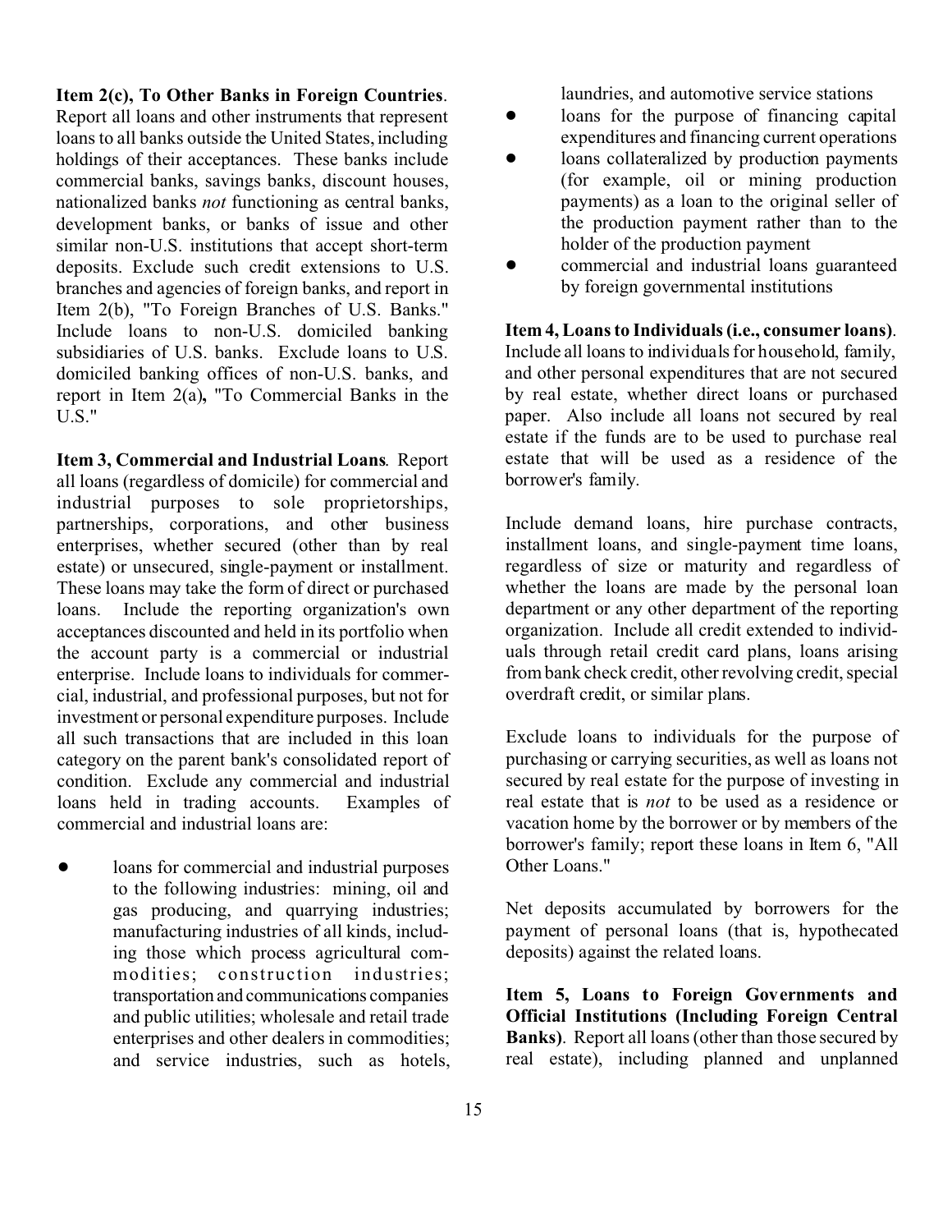**Item 2(c), To Other Banks in Foreign Countries**. Report all loans and other instruments that represent loans to all banks outside the United States, including holdings of their acceptances. These banks include commercial banks, savings banks, discount houses, nationalized banks *not* functioning as central banks, development banks, or banks of issue and other similar non-U.S. institutions that accept short-term deposits. Exclude such credit extensions to U.S. branches and agencies of foreign banks, and report in Item 2(b), "To Foreign Branches of U.S. Banks." Include loans to non-U.S. domiciled banking subsidiaries of U.S. banks. Exclude loans to U.S. domiciled banking offices of non-U.S. banks, and report in Item 2(a)**,** "To Commercial Banks in the U.S."

**Item 3, Commercial and Industrial Loans**. Report all loans (regardless of domicile) for commercial and industrial purposes to sole proprietorships, partnerships, corporations, and other business enterprises, whether secured (other than by real estate) or unsecured, single-payment or installment. These loans may take the form of direct or purchased loans. Include the reporting organization's own acceptances discounted and held in its portfolio when the account party is a commercial or industrial enterprise. Include loans to individuals for commercial, industrial, and professional purposes, but not for investment or personal expenditure purposes. Include all such transactions that are included in this loan category on the parent bank's consolidated report of condition. Exclude any commercial and industrial loans held in trading accounts. Examples of commercial and industrial loans are:

- loans for commercial and industrial purposes to the following industries: mining, oil and gas producing, and quarrying industries; manufacturing industries of all kinds, including those which process agricultural commodities; construction industries; transportation and communications companies and public utilities; wholesale and retail trade enterprises and other dealers in commodities; and service industries, such as hotels, laundries, and automotive service stations
- loans for the purpose of financing capital expenditures and financing current operations
- loans collateralized by production payments (for example, oil or mining production payments) as a loan to the original seller of the production payment rather than to the holder of the production payment
- commercial and industrial loans guaranteed by foreign governmental institutions

**Item 4, Loans to Individuals (i.e., consumer loans)**. Include all loans to individuals for household, family, and other personal expenditures that are not secured by real estate, whether direct loans or purchased paper. Also include all loans not secured by real estate if the funds are to be used to purchase real estate that will be used as a residence of the borrower's family.

Include demand loans, hire purchase contracts, installment loans, and single-payment time loans, regardless of size or maturity and regardless of whether the loans are made by the personal loan department or any other department of the reporting organization. Include all credit extended to individuals through retail credit card plans, loans arising from bank check credit, other revolving credit, special overdraft credit, or similar plans.

Exclude loans to individuals for the purpose of purchasing or carrying securities, as well as loans not secured by real estate for the purpose of investing in real estate that is *not* to be used as a residence or vacation home by the borrower or by members of the borrower's family; report these loans in Item 6, "All Other Loans."

Net deposits accumulated by borrowers for the payment of personal loans (that is, hypothecated deposits) against the related loans.

**Item 5, Loans to Foreign Governments and Official Institutions (Including Foreign Central Banks)**. Report all loans (other than those secured by real estate), including planned and unplanned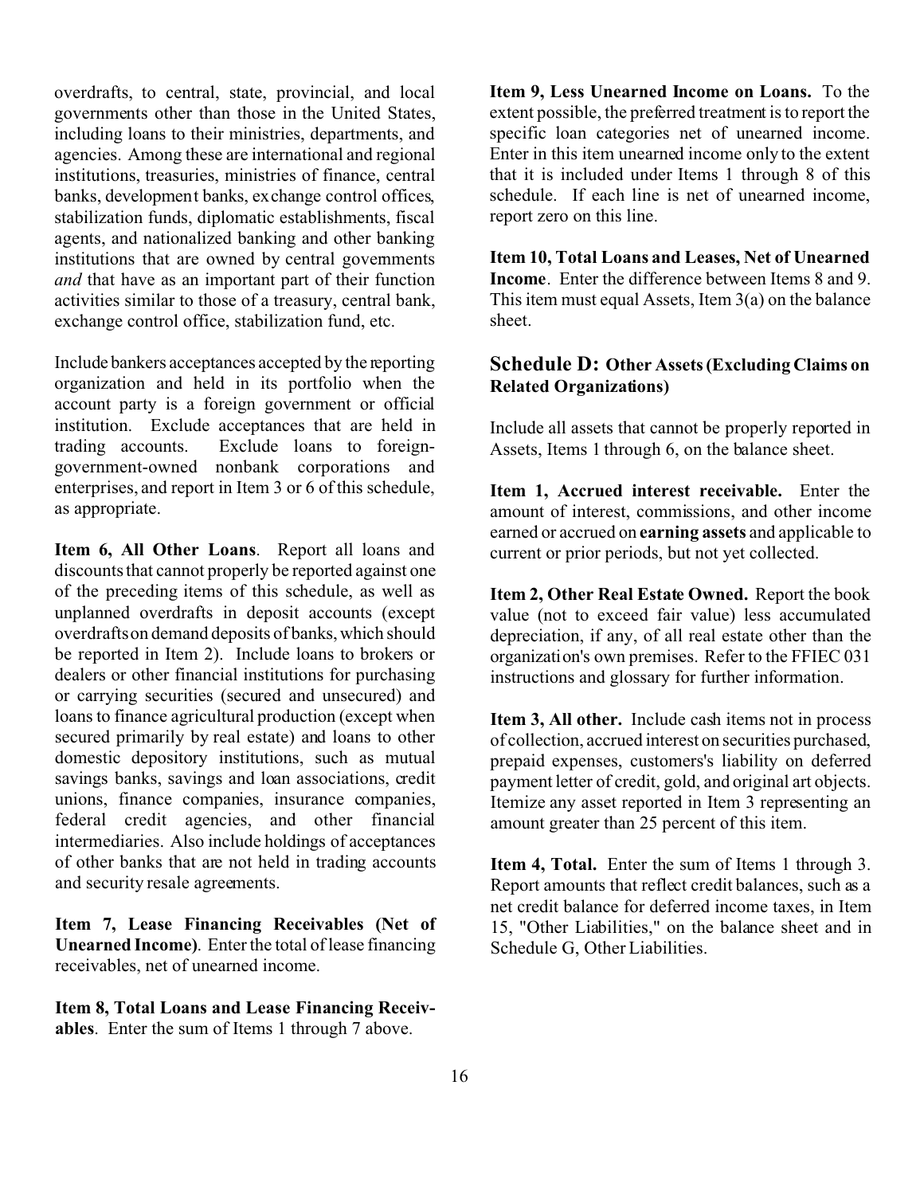overdrafts, to central, state, provincial, and local governments other than those in the United States, including loans to their ministries, departments, and agencies. Among these are international and regional institutions, treasuries, ministries of finance, central banks, development banks, exchange control offices, stabilization funds, diplomatic establishments, fiscal agents, and nationalized banking and other banking institutions that are owned by central governments *and* that have as an important part of their function activities similar to those of a treasury, central bank, exchange control office, stabilization fund, etc.

Include bankers acceptances accepted by the reporting organization and held in its portfolio when the account party is a foreign government or official institution. Exclude acceptances that are held in trading accounts. Exclude loans to foreign-government-owned nonbank corporations and enterprises, and report in Item 3 or 6 of this schedule, as appropriate.

**Item 6, All Other Loans**. Report all loans and discounts that cannot properly be reported against one of the preceding items of this schedule, as well as unplanned overdrafts in deposit accounts (except overdrafts on demand deposits of banks, which should be reported in Item 2). Include loans to brokers or dealers or other financial institutions for purchasing or carrying securities (secured and unsecured) and loans to finance agricultural production (except when secured primarily by real estate) and loans to other domestic depository institutions, such as mutual savings banks, savings and loan associations, credit unions, finance companies, insurance companies, federal credit agencies, and other financial intermediaries. Also include holdings of acceptances of other banks that are not held in trading accounts and security resale agreements.

**Item 7, Lease Financing Receivables (Net of Unearned Income)**. Enter the total of lease financing receivables, net of unearned income.

**Item 8, Total Loans and Lease Financing Receivables**. Enter the sum of Items 1 through 7 above.

**Item 9, Less Unearned Income on Loans.** To the extent possible, the preferred treatment is to report the specific loan categories net of unearned income. Enter in this item unearned income only to the extent that it is included under Items 1 through 8 of this schedule. If each line is net of unearned income, report zero on this line.

**Item 10, Total Loans and Leases, Net of Unearned Income**. Enter the difference between Items 8 and 9. This item must equal Assets, Item 3(a) on the balance sheet.

## Schedule D: Other Assets (Excluding Claims on Related Organizations)

Include all assets that cannot be properly reported in Assets, Items 1 through 6, on the balance sheet.

**Item 1, Accrued interest receivable.** Enter the amount of interest, commissions, and other income earned or accrued on **earning assets** and applicable to current or prior periods, but not yet collected.

**Item 2, Other Real Estate Owned.** Report the book value (not to exceed fair value) less accumulated depreciation, if any, of all real estate other than the organization's own premises. Refer to the FFIEC 031 instructions and glossary for further information.

**Item 3, All other.** Include cash items not in process of collection, accrued interest on securities purchased, prepaid expenses, customers's liability on deferred payment letter of credit, gold, and original art objects. Itemize any asset reported in Item 3 representing an amount greater than 25 percent of this item.

**Item 4, Total.** Enter the sum of Items 1 through 3. Report amounts that reflect credit balances, such as a net credit balance for deferred income taxes, in Item 15, "Other Liabilities," on the balance sheet and in Schedule G, Other Liabilities.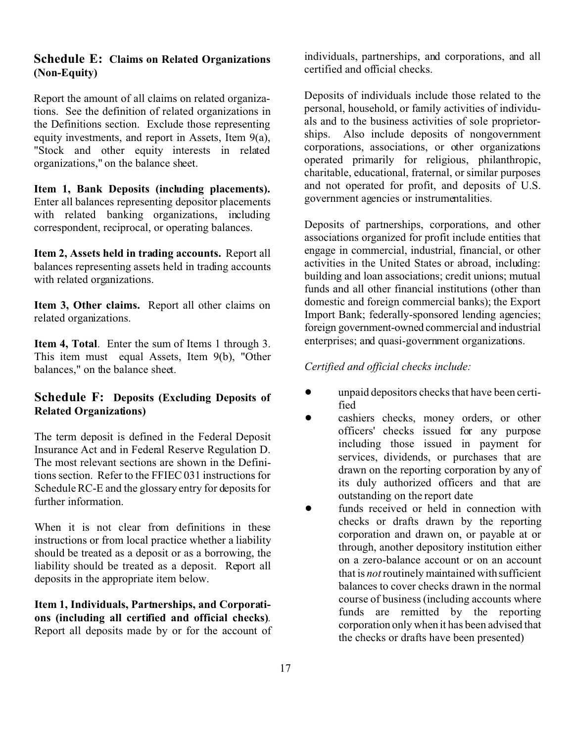## Schedule E: Claims on Related Organizations (Non-Equity)

Report the amount of all claims on related organizations. See the definition of related organizations in the Definitions section. Exclude those representing equity investments, and report in Assets, Item 9(a), "Stock and other equity interests in related organizations," on the balance sheet.

**Item 1, Bank Deposits (including placements).** Enter all balances representing depositor placements with related banking organizations, including correspondent, reciprocal, or operating balances.

**Item 2, Assets held in trading accounts.** Report all balances representing assets held in trading accounts with related organizations.

**Item 3, Other claims.** Report all other claims on related organizations.

**Item 4, Total**. Enter the sum of Items 1 through 3. This item must equal Assets, Item 9(b), "Other balances," on the balance sheet.

## Schedule F: Deposits (Excluding Deposits of Related Organizations)

The term deposit is defined in the Federal Deposit Insurance Act and in Federal Reserve Regulation D. The most relevant sections are shown in the Definitions section. Refer to the FFIEC 031 instructions for Schedule RC-E and the glossary entry for deposits for further information.

When it is not clear from definitions in these instructions or from local practice whether a liability should be treated as a deposit or as a borrowing, the liability should be treated as a deposit. Report all deposits in the appropriate item below.

**Item 1, Individuals, Partnerships, and Corporations (including all certified and official checks)**. Report all deposits made by or for the account of individuals, partnerships, and corporations, and all certified and official checks.

Deposits of individuals include those related to the personal, household, or family activities of individuals and to the business activities of sole proprietorships. Also include deposits of nongovernment corporations, associations, or other organizations operated primarily for religious, philanthropic, charitable, educational, fraternal, or similar purposes and not operated for profit, and deposits of U.S. government agencies or instrumentalities.

Deposits of partnerships, corporations, and other associations organized for profit include entities that engage in commercial, industrial, financial, or other activities in the United States or abroad, including: building and loan associations; credit unions; mutual funds and all other financial institutions (other than domestic and foreign commercial banks); the Export Import Bank; federally-sponsored lending agencies; foreign government-owned commercial and industrial enterprises; and quasi-government organizations.

*Certified and official checks include:*

- unpaid depositors checks that have been certified
- cashiers checks, money orders, or other officers' checks issued for any purpose including those issued in payment for services, dividends, or purchases that are drawn on the reporting corporation by any of its duly authorized officers and that are outstanding on the report date
- funds received or held in connection with checks or drafts drawn by the reporting corporation and drawn on, or payable at or through, another depository institution either on a zero-balance account or on an account that is *not* routinely maintained with sufficient balances to cover checks drawn in the normal course of business (including accounts where funds are remitted by the reporting corporation only when it has been advised that the checks or drafts have been presented)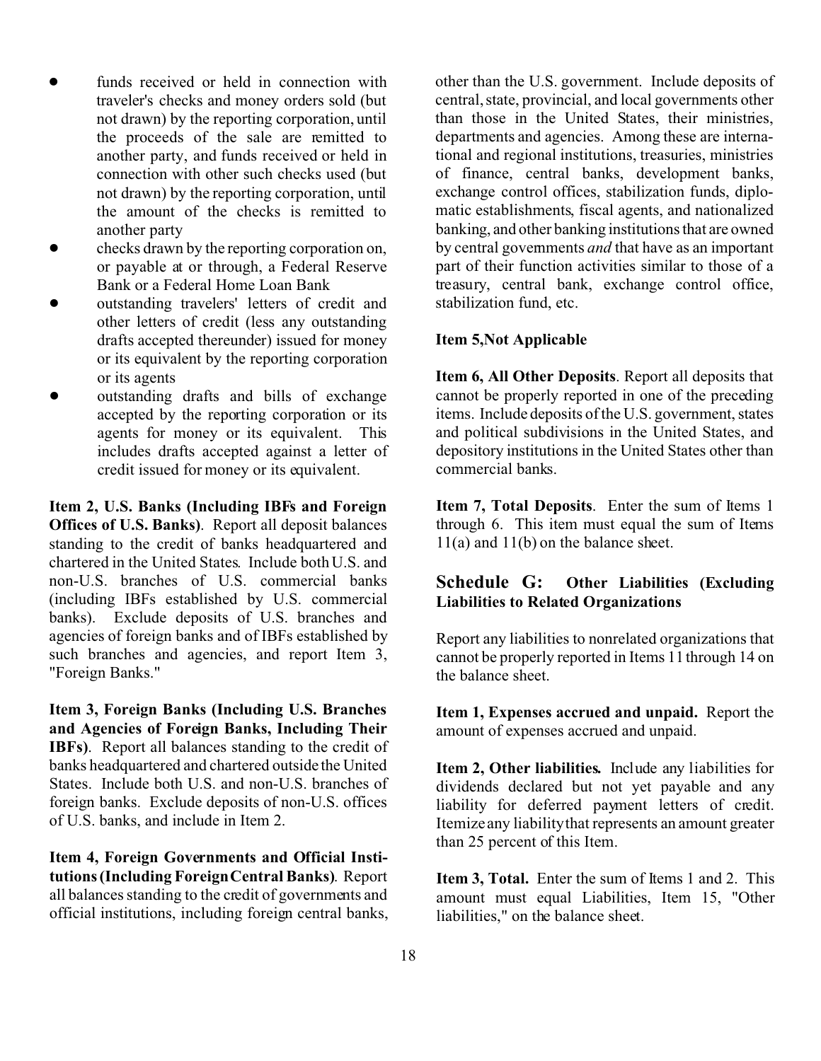- funds received or held in connection with traveler's checks and money orders sold (but not drawn) by the reporting corporation, until the proceeds of the sale are remitted to another party, and funds received or held in connection with other such checks used (but not drawn) by the reporting corporation, until the amount of the checks is remitted to another party
- checks drawn by the reporting corporation on, or payable at or through, a Federal Reserve Bank or a Federal Home Loan Bank
- outstanding travelers' letters of credit and other letters of credit (less any outstanding drafts accepted thereunder) issued for money or its equivalent by the reporting corporation or its agents
- outstanding drafts and bills of exchange accepted by the reporting corporation or its agents for money or its equivalent. This includes drafts accepted against a letter of credit issued for money or its equivalent.

**Item 2, U.S. Banks (Including IBFs and Foreign Offices of U.S. Banks)**. Report all deposit balances standing to the credit of banks headquartered and chartered in the United States. Include both U.S. and non-U.S. branches of U.S. commercial banks (including IBFs established by U.S. commercial banks). Exclude deposits of U.S. branches and agencies of foreign banks and of IBFs established by such branches and agencies, and report Item 3, "Foreign Banks."

**Item 3, Foreign Banks (Including U.S. Branches and Agencies of Foreign Banks, Including Their IBFs)**. Report all balances standing to the credit of banks headquartered and chartered outside the United States. Include both U.S. and non-U.S. branches of foreign banks. Exclude deposits of non-U.S. offices of U.S. banks, and include in Item 2.

**Item 4, Foreign Governments and Official Institutions (Including Foreign Central Banks)**. Report all balances standing to the credit of governments and official institutions, including foreign central banks, other than the U.S. government. Include deposits of central, state, provincial, and local governments other than those in the United States, their ministries, departments and agencies. Among these are international and regional institutions, treasuries, ministries of finance, central banks, development banks, exchange control offices, stabilization funds, diplomatic establishments, fiscal agents, and nationalized banking, and other banking institutions that are owned by central governments *and* that have as an important part of their function activities similar to those of a treasury, central bank, exchange control office, stabilization fund, etc.

**Item 5,Not Applicable**

**Item 6, All Other Deposits**. Report all deposits that cannot be properly reported in one of the preceding items. Include deposits of the U.S. government, states and political subdivisions in the United States, and depository institutions in the United States other than commercial banks.

**Item 7, Total Deposits**. Enter the sum of Items 1 through 6. This item must equal the sum of Items 11(a) and 11(b) on the balance sheet.

## Schedule G: Other Liabilities (Excluding Liabilities to Related Organizations

Report any liabilities to nonrelated organizations that cannot be properly reported in Items 11 through 14 on the balance sheet.

**Item 1, Expenses accrued and unpaid.** Report the amount of expenses accrued and unpaid.

**Item 2, Other liabilities.** Include any liabilities for dividends declared but not yet payable and any liability for deferred payment letters of credit. Itemize any liability that represents an amount greater than 25 percent of this Item.

**Item 3, Total.** Enter the sum of Items 1 and 2. This amount must equal Liabilities, Item 15, "Other liabilities," on the balance sheet.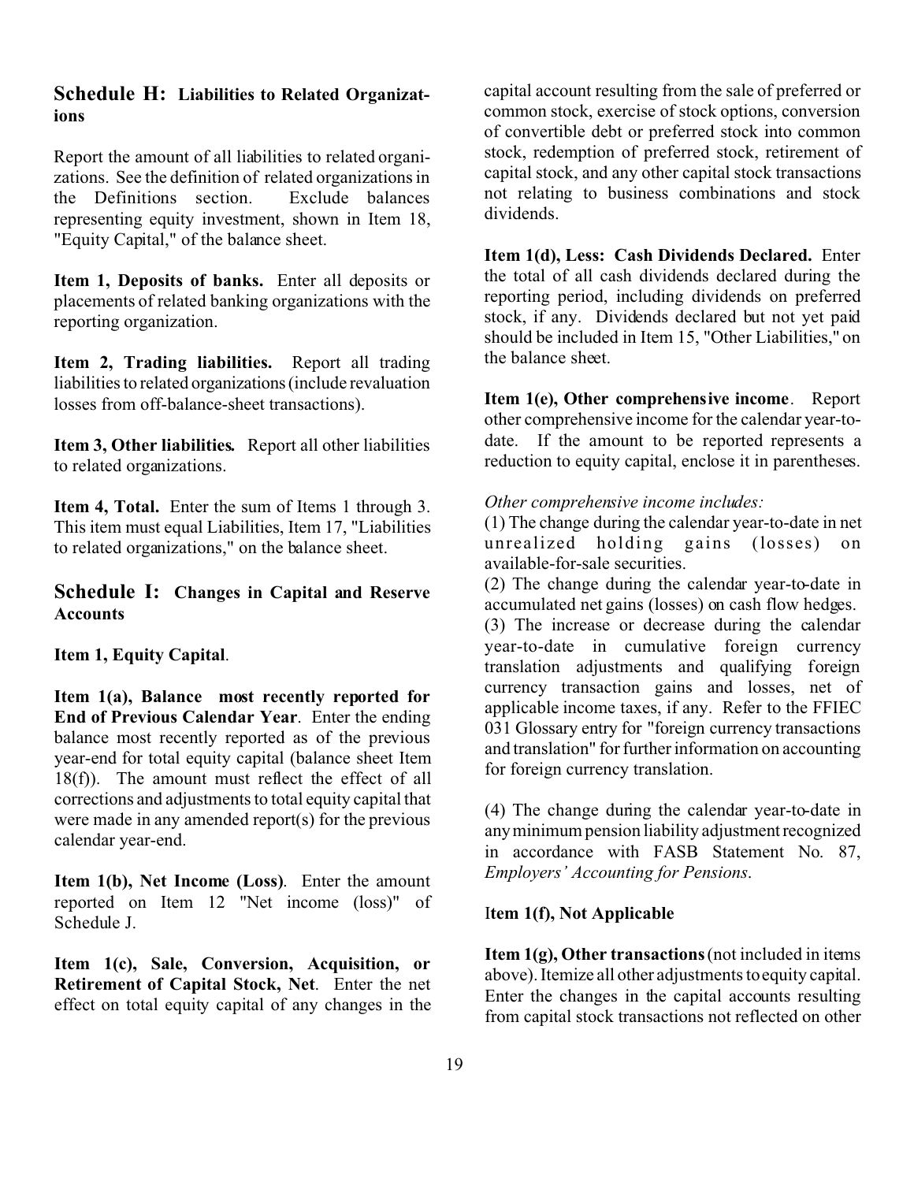## Schedule H: Liabilities to Related Organizations

Report the amount of all liabilities to related organizations. See the definition of related organizations in the Definitions section. Exclude balances representing equity investment, shown in Item 18, "Equity Capital," of the balance sheet.

**Item 1, Deposits of banks.** Enter all deposits or placements of related banking organizations with the reporting organization.

**Item 2, Trading liabilities.** Report all trading liabilities to related organizations (include revaluation losses from off-balance-sheet transactions).

**Item 3, Other liabilities.** Report all other liabilities to related organizations.

**Item 4, Total.** Enter the sum of Items 1 through 3. This item must equal Liabilities, Item 17, "Liabilities to related organizations," on the balance sheet.

## Schedule I: Changes in Capital and Reserve Accounts

**Item 1, Equity Capital**.

**Item 1(a), Balance most recently reported for End of Previous Calendar Year**. Enter the ending balance most recently reported as of the previous year-end for total equity capital (balance sheet Item 18(f)). The amount must reflect the effect of all corrections and adjustments to total equity capital that were made in any amended report(s) for the previous calendar year-end.

**Item 1(b), Net Income (Loss)**. Enter the amount reported on Item 12 "Net income (loss)" of Schedule J.

**Item 1(c), Sale, Conversion, Acquisition, or Retirement of Capital Stock, Net**. Enter the net effect on total equity capital of any changes in the capital account resulting from the sale of preferred or common stock, exercise of stock options, conversion of convertible debt or preferred stock into common stock, redemption of preferred stock, retirement of capital stock, and any other capital stock transactions not relating to business combinations and stock dividends.

**Item 1(d), Less: Cash Dividends Declared.** Enter the total of all cash dividends declared during the reporting period, including dividends on preferred stock, if any. Dividends declared but not yet paid should be included in Item 15, "Other Liabilities," on the balance sheet.

**Item 1(e), Other comprehensive income**. Report other comprehensive income for the calendar year-to-date. If the amount to be reported represents a reduction to equity capital, enclose it in parentheses.

*Other comprehensive income includes:*

(1) The change during the calendar year-to-date in net unrealized holding gains (losses) on available-for-sale securities.

(2) The change during the calendar year-to-date in accumulated net gains (losses) on cash flow hedges.

(3) The increase or decrease during the calendar year-to-date in cumulative foreign currency translation adjustments and qualifying foreign currency transaction gains and losses, net of applicable income taxes, if any. Refer to the FFIEC 031 Glossary entry for "foreign currency transactions and translation" for further information on accounting for foreign currency translation.

(4) The change during the calendar year-to-date in any minimum pension liability adjustment recognized in accordance with FASB Statement No. 87, *Employers' Accounting for Pensions*.

**Item 1(f), Not Applicable**

**Item 1(g), Other transactions** (not included in items above). Itemize all other adjustments to equity capital. Enter the changes in the capital accounts resulting from capital stock transactions not reflected on other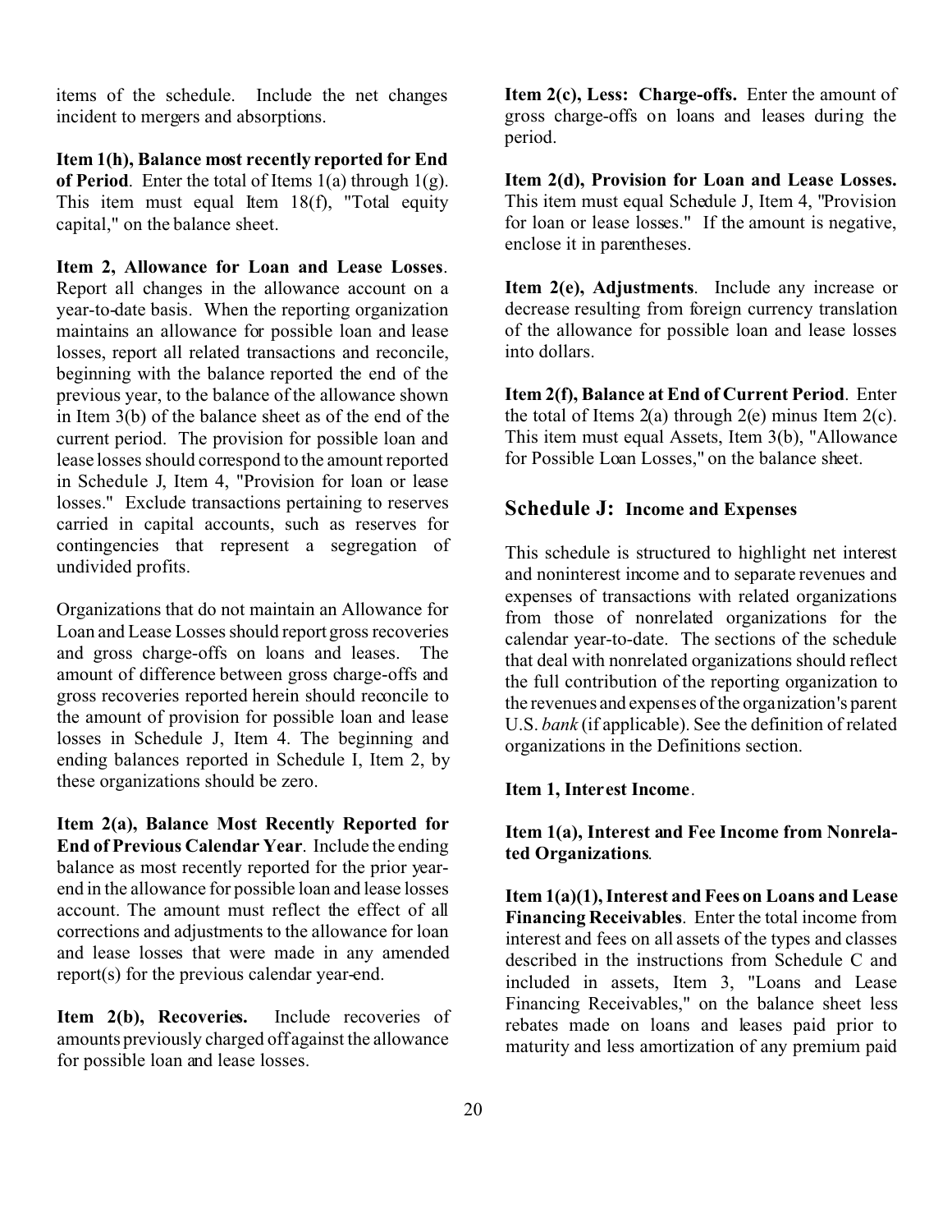items of the schedule. Include the net changes incident to mergers and absorptions.

**Item 1(h), Balance most recently reported for End of Period**. Enter the total of Items 1(a) through 1(g). This item must equal Item 18(f), "Total equity capital," on the balance sheet.

**Item 2, Allowance for Loan and Lease Losses**. Report all changes in the allowance account on a year-to-date basis. When the reporting organization maintains an allowance for possible loan and lease losses, report all related transactions and reconcile, beginning with the balance reported the end of the previous year, to the balance of the allowance shown in Item 3(b) of the balance sheet as of the end of the current period. The provision for possible loan and lease losses should correspond to the amount reported in Schedule J, Item 4, "Provision for loan or lease losses." Exclude transactions pertaining to reserves carried in capital accounts, such as reserves for contingencies that represent a segregation of undivided profits.

Organizations that do not maintain an Allowance for Loan and Lease Losses should report gross recoveries and gross charge-offs on loans and leases. The amount of difference between gross charge-offs and gross recoveries reported herein should reconcile to the amount of provision for possible loan and lease losses in Schedule J, Item 4. The beginning and ending balances reported in Schedule I, Item 2, by these organizations should be zero.

**Item 2(a), Balance Most Recently Reported for End of Previous Calendar Year**. Include the ending balance as most recently reported for the prior year-end in the allowance for possible loan and lease losses account. The amount must reflect the effect of all corrections and adjustments to the allowance for loan and lease losses that were made in any amended report(s) for the previous calendar year-end.

**Item 2(b), Recoveries.** Include recoveries of amounts previously charged off against the allowance for possible loan and lease losses.

**Item 2(c), Less: Charge-offs.** Enter the amount of gross charge-offs on loans and leases during the period.

**Item 2(d), Provision for Loan and Lease Losses.** This item must equal Schedule J, Item 4, "Provision for loan or lease losses." If the amount is negative, enclose it in parentheses.

**Item 2(e), Adjustments**. Include any increase or decrease resulting from foreign currency translation of the allowance for possible loan and lease losses into dollars.

**Item 2(f), Balance at End of Current Period**. Enter the total of Items 2(a) through 2(e) minus Item 2(c). This item must equal Assets, Item 3(b), "Allowance for Possible Loan Losses," on the balance sheet.

## Schedule J: Income and Expenses

This schedule is structured to highlight net interest and noninterest income and to separate revenues and expenses of transactions with related organizations from those of nonrelated organizations for the calendar year-to-date. The sections of the schedule that deal with nonrelated organizations should reflect the full contribution of the reporting organization to the revenues and expenses of the organization's parent U.S. *bank* (if applicable). See the definition of related organizations in the Definitions section.

**Item 1, Interest Income**.

**Item 1(a), Interest and Fee Income from Nonrelated Organizations**.

**Item 1(a)(1), Interest and Fees on Loans and Lease Financing Receivables**. Enter the total income from interest and fees on all assets of the types and classes described in the instructions from Schedule C and included in assets, Item 3, "Loans and Lease Financing Receivables," on the balance sheet less rebates made on loans and leases paid prior to maturity and less amortization of any premium paid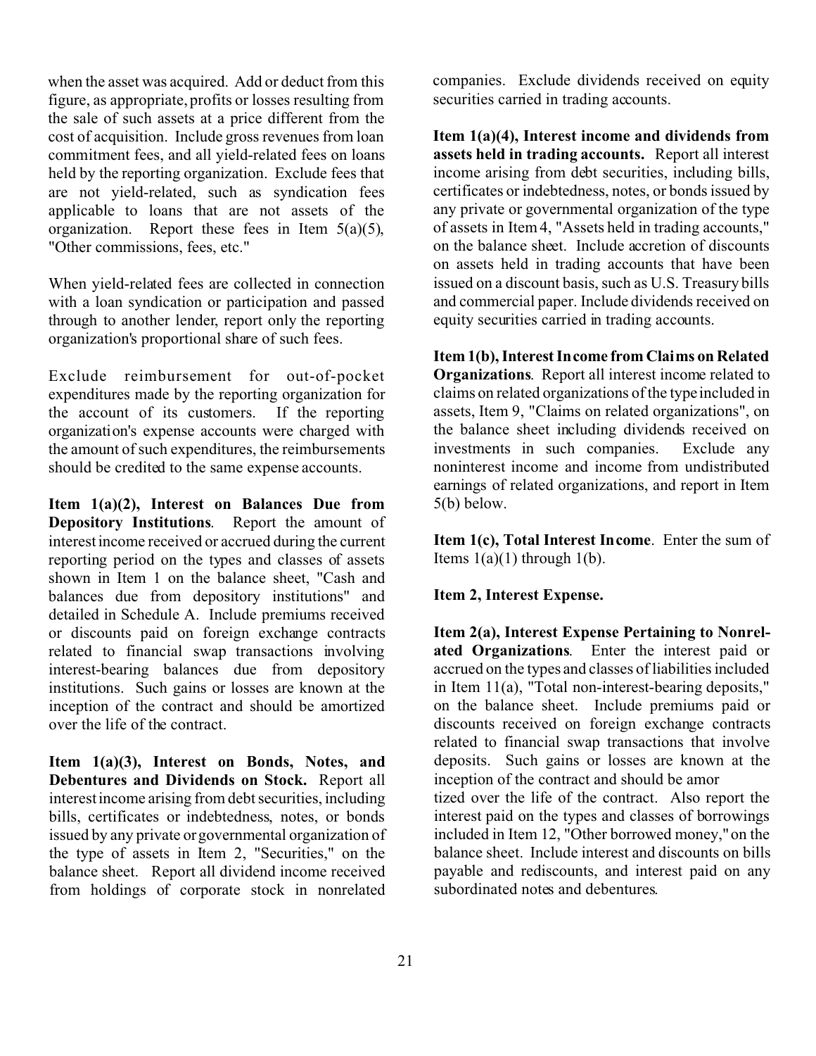when the asset was acquired. Add or deduct from this figure, as appropriate, profits or losses resulting from the sale of such assets at a price different from the cost of acquisition. Include gross revenues from loan commitment fees, and all yield-related fees on loans held by the reporting organization. Exclude fees that are not yield-related, such as syndication fees applicable to loans that are not assets of the organization. Report these fees in Item 5(a)(5), "Other commissions, fees, etc."

When yield-related fees are collected in connection with a loan syndication or participation and passed through to another lender, report only the reporting organization's proportional share of such fees.

Exclude reimbursement for out-of-pocket expenditures made by the reporting organization for the account of its customers. If the reporting organization's expense accounts were charged with the amount of such expenditures, the reimbursements should be credited to the same expense accounts.

**Item 1(a)(2), Interest on Balances Due from Depository Institutions**. Report the amount of interest income received or accrued during the current reporting period on the types and classes of assets shown in Item 1 on the balance sheet, "Cash and balances due from depository institutions" and detailed in Schedule A. Include premiums received or discounts paid on foreign exchange contracts related to financial swap transactions involving interest-bearing balances due from depository institutions. Such gains or losses are known at the inception of the contract and should be amortized over the life of the contract.

**Item 1(a)(3), Interest on Bonds, Notes, and Debentures and Dividends on Stock.** Report all interest income arising from debt securities, including bills, certificates or indebtedness, notes, or bonds issued by any private or governmental organization of the type of assets in Item 2, "Securities," on the balance sheet. Report all dividend income received from holdings of corporate stock in nonrelated companies. Exclude dividends received on equity securities carried in trading accounts.

**Item 1(a)(4), Interest income and dividends from assets held in trading accounts.** Report all interest income arising from debt securities, including bills, certificates or indebtedness, notes, or bonds issued by any private or governmental organization of the type of assets in Item 4, "Assets held in trading accounts," on the balance sheet. Include accretion of discounts on assets held in trading accounts that have been issued on a discount basis, such as U.S. Treasury bills and commercial paper. Include dividends received on equity securities carried in trading accounts.

**Item 1(b), Interest Income from Claims on Related Organizations**. Report all interest income related to claims on related organizations of the type included in assets, Item 9, "Claims on related organizations", on the balance sheet including dividends received on investments in such companies. Exclude any noninterest income and income from undistributed earnings of related organizations, and report in Item 5(b) below.

**Item 1(c), Total Interest Income**. Enter the sum of Items 1(a)(1) through 1(b).

**Item 2, Interest Expense.**

**Item 2(a), Interest Expense Pertaining to Nonrelated Organizations**. Enter the interest paid or accrued on the types and classes of liabilities included in Item 11(a), "Total non-interest-bearing deposits," on the balance sheet. Include premiums paid or discounts received on foreign exchange contracts related to financial swap transactions that involve deposits. Such gains or losses are known at the inception of the contract and should be amortized over the life of the contract. Also report the interest paid on the types and classes of borrowings included in Item 12, "Other borrowed money," on the balance sheet. Include interest and discounts on bills payable and rediscounts, and interest paid on any subordinated notes and debentures.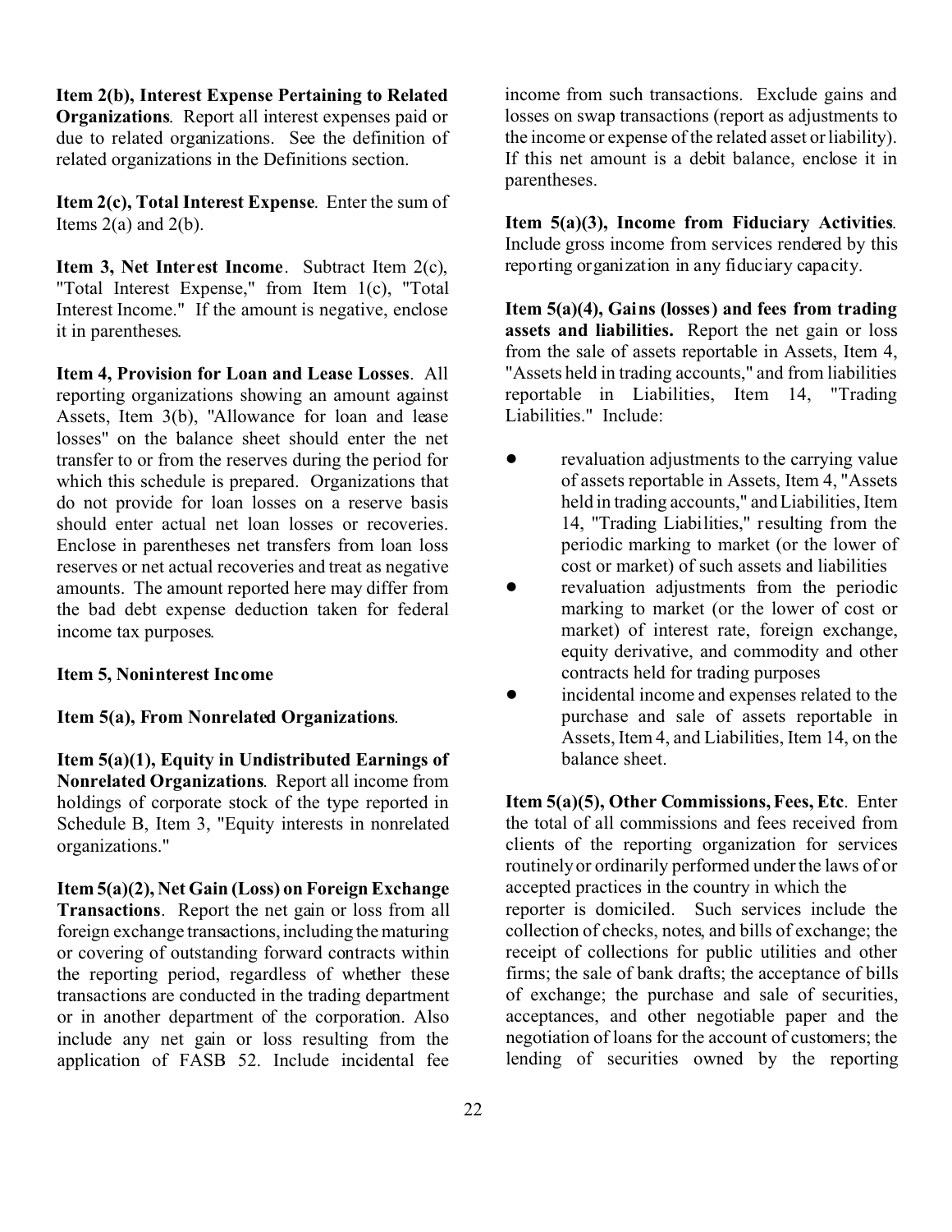**Item 2(b), Interest Expense Pertaining to Related Organizations**. Report all interest expenses paid or due to related organizations. See the definition of related organizations in the Definitions section.

**Item 2(c), Total Interest Expense**. Enter the sum of Items 2(a) and 2(b).

**Item 3, Net Interest Income**. Subtract Item 2(c), "Total Interest Expense," from Item 1(c), "Total Interest Income." If the amount is negative, enclose it in parentheses.

**Item 4, Provision for Loan and Lease Losses**. All reporting organizations showing an amount against Assets, Item 3(b), "Allowance for loan and lease losses" on the balance sheet should enter the net transfer to or from the reserves during the period for which this schedule is prepared. Organizations that do not provide for loan losses on a reserve basis should enter actual net loan losses or recoveries. Enclose in parentheses net transfers from loan loss reserves or net actual recoveries and treat as negative amounts. The amount reported here may differ from the bad debt expense deduction taken for federal income tax purposes.

**Item 5, Noninterest Income**

**Item 5(a), From Nonrelated Organizations**.

**Item 5(a)(1), Equity in Undistributed Earnings of Nonrelated Organizations**. Report all income from holdings of corporate stock of the type reported in Schedule B, Item 3, "Equity interests in nonrelated organizations."

**Item 5(a)(2), Net Gain (Loss) on Foreign Exchange Transactions**. Report the net gain or loss from all foreign exchange transactions, including the maturing or covering of outstanding forward contracts within the reporting period, regardless of whether these transactions are conducted in the trading department or in another department of the corporation. Also include any net gain or loss resulting from the application of FASB 52. Include incidental fee income from such transactions. Exclude gains and losses on swap transactions (report as adjustments to the income or expense of the related asset or liability). If this net amount is a debit balance, enclose it in parentheses.

**Item 5(a)(3), Income from Fiduciary Activities**. Include gross income from services rendered by this reporting organization in any fiduciary capacity.

**Item 5(a)(4), Gains (losses) and fees from trading assets and liabilities.** Report the net gain or loss from the sale of assets reportable in Assets, Item 4, "Assets held in trading accounts," and from liabilities reportable in Liabilities, Item 14, "Trading Liabilities." Include:

- revaluation adjustments to the carrying value of assets reportable in Assets, Item 4, "Assets held in trading accounts," and Liabilities, Item 14, "Trading Liabilities," resulting from the periodic marking to market (or the lower of cost or market) of such assets and liabilities
- revaluation adjustments from the periodic marking to market (or the lower of cost or market) of interest rate, foreign exchange, equity derivative, and commodity and other contracts held for trading purposes
- incidental income and expenses related to the purchase and sale of assets reportable in Assets, Item 4, and Liabilities, Item 14, on the balance sheet.

**Item 5(a)(5), Other Commissions, Fees, Etc**. Enter the total of all commissions and fees received from clients of the reporting organization for services routinely or ordinarily performed under the laws of or accepted practices in the country in which the reporter is domiciled. Such services include the collection of checks, notes, and bills of exchange; the receipt of collections for public utilities and other firms; the sale of bank drafts; the acceptance of bills of exchange; the purchase and sale of securities, acceptances, and other negotiable paper and the negotiation of loans for the account of customers; the lending of securities owned by the reporting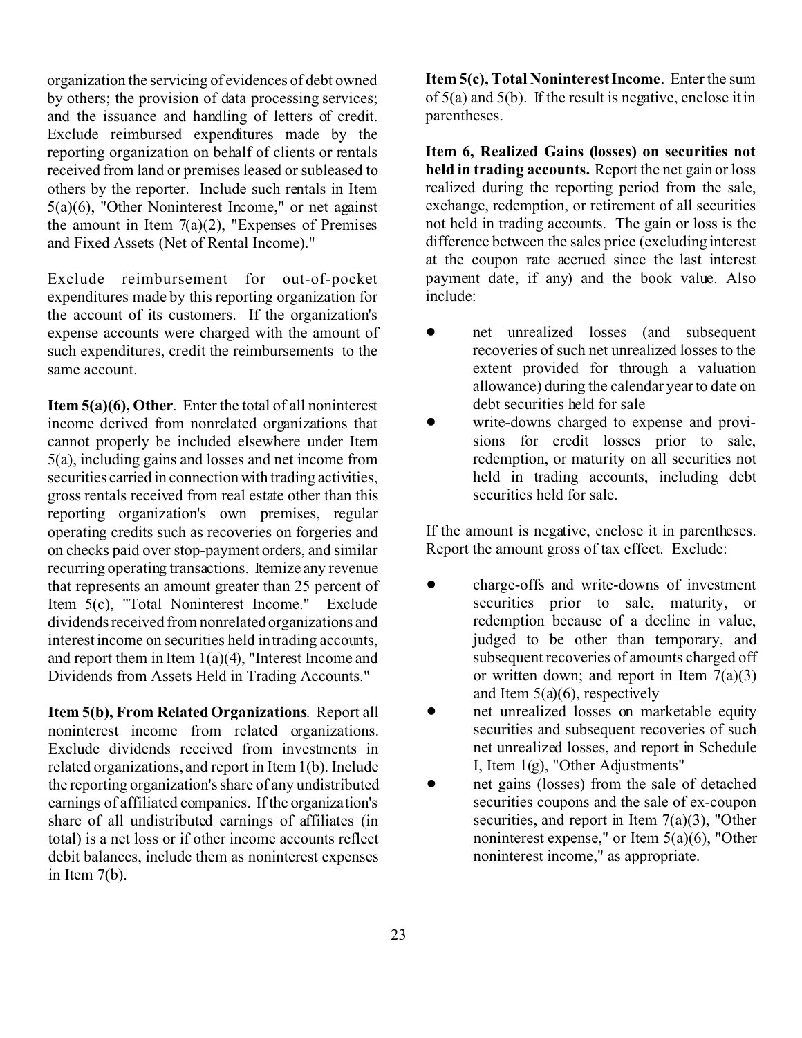organization the servicing of evidences of debt owned by others; the provision of data processing services; and the issuance and handling of letters of credit. Exclude reimbursed expenditures made by the reporting organization on behalf of clients or rentals received from land or premises leased or subleased to others by the reporter. Include such rentals in Item 5(a)(6), "Other Noninterest Income," or net against the amount in Item 7(a)(2), "Expenses of Premises and Fixed Assets (Net of Rental Income)."

Exclude reimbursement for out-of-pocket expenditures made by this reporting organization for the account of its customers. If the organization's expense accounts were charged with the amount of such expenditures, credit the reimbursements to the same account.

**Item 5(a)(6), Other**. Enter the total of all noninterest income derived from nonrelated organizations that cannot properly be included elsewhere under Item 5(a), including gains and losses and net income from securities carried in connection with trading activities, gross rentals received from real estate other than this reporting organization's own premises, regular operating credits such as recoveries on forgeries and on checks paid over stop-payment orders, and similar recurring operating transactions. Itemize any revenue that represents an amount greater than 25 percent of Item 5(c), "Total Noninterest Income." Exclude dividends received from nonrelated organizations and interest income on securities held in trading accounts, and report them in Item 1(a)(4), "Interest Income and Dividends from Assets Held in Trading Accounts."

**Item 5(b), From Related Organizations**. Report all noninterest income from related organizations. Exclude dividends received from investments in related organizations, and report in Item 1(b). Include the reporting organization's share of any undistributed earnings of affiliated companies. If the organization's share of all undistributed earnings of affiliates (in total) is a net loss or if other income accounts reflect debit balances, include them as noninterest expenses in Item 7(b).

**Item 5(c), Total Noninterest Income**. Enter the sum of 5(a) and 5(b). If the result is negative, enclose it in parentheses.

**Item 6, Realized Gains (losses) on securities not held in trading accounts.** Report the net gain or loss realized during the reporting period from the sale, exchange, redemption, or retirement of all securities not held in trading accounts. The gain or loss is the difference between the sales price (excluding interest at the coupon rate accrued since the last interest payment date, if any) and the book value. Also include:

- net unrealized losses (and subsequent recoveries of such net unrealized losses to the extent provided for through a valuation allowance) during the calendar year to date on debt securities held for sale
- write-downs charged to expense and provisions for credit losses prior to sale, redemption, or maturity on all securities not held in trading accounts, including debt securities held for sale.

If the amount is negative, enclose it in parentheses. Report the amount gross of tax effect. Exclude:

- charge-offs and write-downs of investment securities prior to sale, maturity, or redemption because of a decline in value, judged to be other than temporary, and subsequent recoveries of amounts charged off or written down; and report in Item 7(a)(3) and Item 5(a)(6), respectively
- net unrealized losses on marketable equity securities and subsequent recoveries of such net unrealized losses, and report in Schedule I, Item 1(g), "Other Adjustments"
- net gains (losses) from the sale of detached securities coupons and the sale of ex-coupon securities, and report in Item 7(a)(3), "Other noninterest expense," or Item 5(a)(6), "Other noninterest income," as appropriate.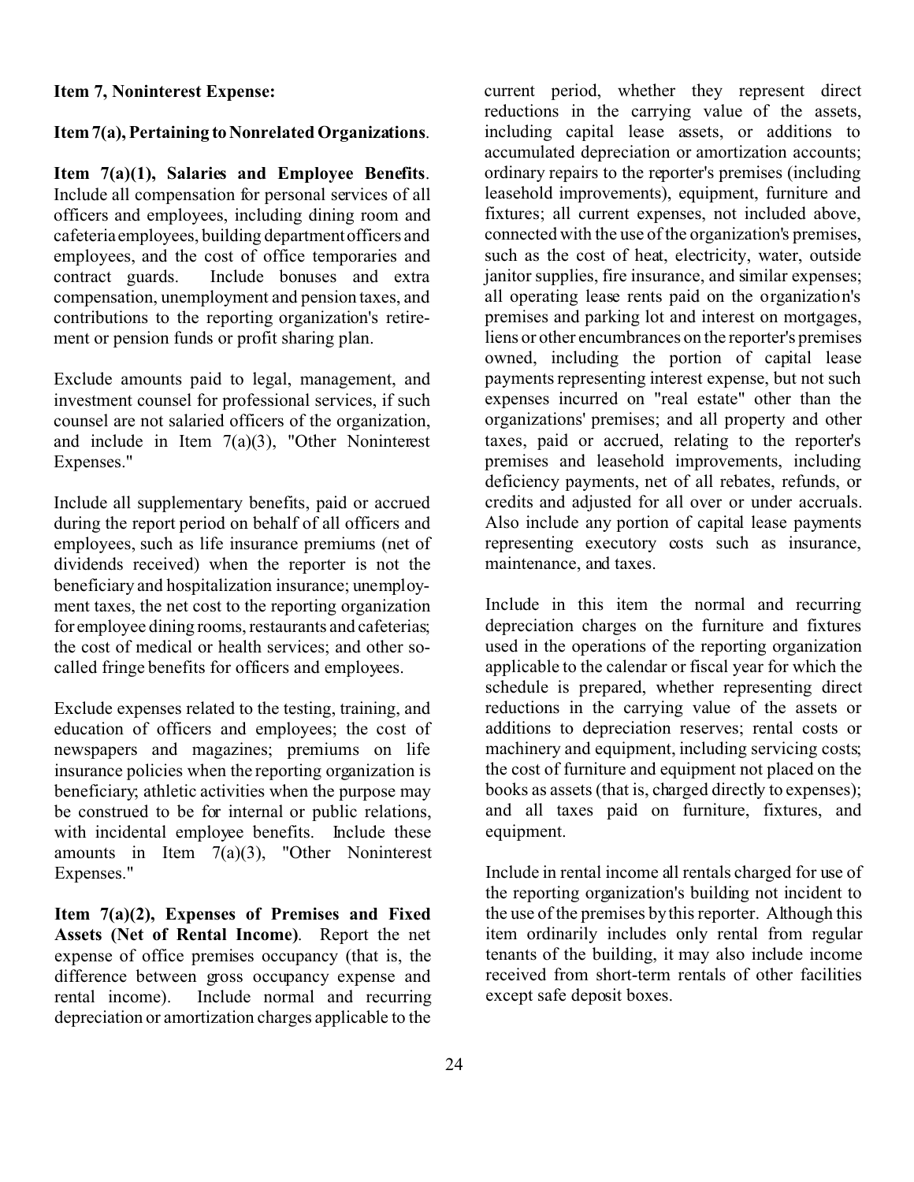**Item 7, Noninterest Expense:**

**Item 7(a), Pertaining to Nonrelated Organizations**.

**Item 7(a)(1), Salaries and Employee Benefits**. Include all compensation for personal services of all officers and employees, including dining room and cafeteria employees, building department officers and employees, and the cost of office temporaries and contract guards. Include bonuses and extra compensation, unemployment and pension taxes, and contributions to the reporting organization's retirement or pension funds or profit sharing plan.

Exclude amounts paid to legal, management, and investment counsel for professional services, if such counsel are not salaried officers of the organization, and include in Item 7(a)(3), "Other Noninterest Expenses."

Include all supplementary benefits, paid or accrued during the report period on behalf of all officers and employees, such as life insurance premiums (net of dividends received) when the reporter is not the beneficiary and hospitalization insurance; unemployment taxes, the net cost to the reporting organization for employee dining rooms, restaurants and cafeterias; the cost of medical or health services; and other so-called fringe benefits for officers and employees.

Exclude expenses related to the testing, training, and education of officers and employees; the cost of newspapers and magazines; premiums on life insurance policies when the reporting organization is beneficiary; athletic activities when the purpose may be construed to be for internal or public relations, with incidental employee benefits. Include these amounts in Item 7(a)(3), "Other Noninterest Expenses."

**Item 7(a)(2), Expenses of Premises and Fixed Assets (Net of Rental Income)**. Report the net expense of office premises occupancy (that is, the difference between gross occupancy expense and rental income). Include normal and recurring depreciation or amortization charges applicable to the current period, whether they represent direct reductions in the carrying value of the assets, including capital lease assets, or additions to accumulated depreciation or amortization accounts; ordinary repairs to the reporter's premises (including leasehold improvements), equipment, furniture and fixtures; all current expenses, not included above, connected with the use of the organization's premises, such as the cost of heat, electricity, water, outside janitor supplies, fire insurance, and similar expenses; all operating lease rents paid on the organization's premises and parking lot and interest on mortgages, liens or other encumbrances on the reporter's premises owned, including the portion of capital lease payments representing interest expense, but not such expenses incurred on "real estate" other than the organizations' premises; and all property and other taxes, paid or accrued, relating to the reporter's premises and leasehold improvements, including deficiency payments, net of all rebates, refunds, or credits and adjusted for all over or under accruals. Also include any portion of capital lease payments representing executory costs such as insurance, maintenance, and taxes.

Include in this item the normal and recurring depreciation charges on the furniture and fixtures used in the operations of the reporting organization applicable to the calendar or fiscal year for which the schedule is prepared, whether representing direct reductions in the carrying value of the assets or additions to depreciation reserves; rental costs or machinery and equipment, including servicing costs; the cost of furniture and equipment not placed on the books as assets (that is, charged directly to expenses); and all taxes paid on furniture, fixtures, and equipment.

Include in rental income all rentals charged for use of the reporting organization's building not incident to the use of the premises by this reporter. Although this item ordinarily includes only rental from regular tenants of the building, it may also include income received from short-term rentals of other facilities except safe deposit boxes.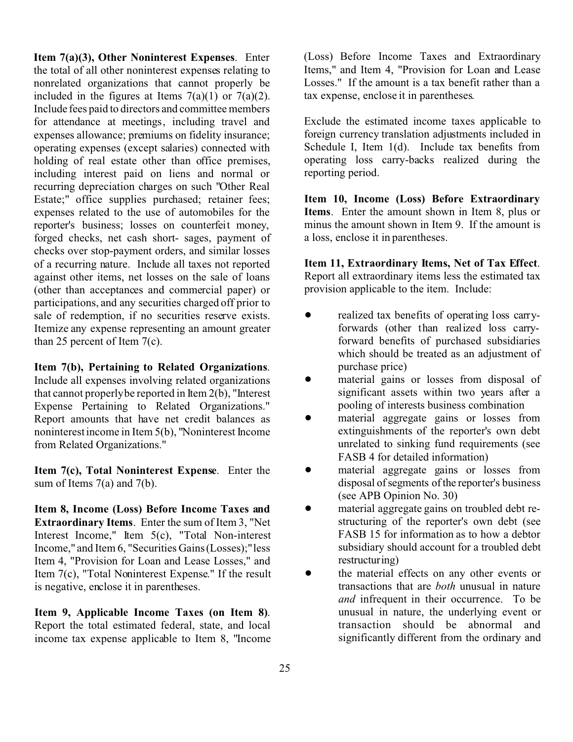**Item 7(a)(3), Other Noninterest Expenses**. Enter the total of all other noninterest expenses relating to nonrelated organizations that cannot properly be included in the figures at Items 7(a)(1) or 7(a)(2). Include fees paid to directors and committee members for attendance at meetings, including travel and expenses allowance; premiums on fidelity insurance; operating expenses (except salaries) connected with holding of real estate other than office premises, including interest paid on liens and normal or recurring depreciation charges on such "Other Real Estate;" office supplies purchased; retainer fees; expenses related to the use of automobiles for the reporter's business; losses on counterfeit money, forged checks, net cash short- sages, payment of checks over stop-payment orders, and similar losses of a recurring nature. Include all taxes not reported against other items, net losses on the sale of loans (other than acceptances and commercial paper) or participations, and any securities charged off prior to sale of redemption, if no securities reserve exists. Itemize any expense representing an amount greater than 25 percent of Item 7(c).

**Item 7(b), Pertaining to Related Organizations**. Include all expenses involving related organizations that cannot properly be reported in Item 2(b), "Interest Expense Pertaining to Related Organizations." Report amounts that have net credit balances as noninterest income in Item 5(b), "Noninterest Income from Related Organizations."

**Item 7(c), Total Noninterest Expense**. Enter the sum of Items 7(a) and 7(b).

**Item 8, Income (Loss) Before Income Taxes and Extraordinary Items**. Enter the sum of Item 3, "Net Interest Income," Item 5(c), "Total Non-interest Income," and Item 6, "Securities Gains (Losses);" less Item 4, "Provision for Loan and Lease Losses," and Item 7(c), "Total Noninterest Expense." If the result is negative, enclose it in parentheses.

**Item 9, Applicable Income Taxes (on Item 8)**. Report the total estimated federal, state, and local income tax expense applicable to Item 8, "Income (Loss) Before Income Taxes and Extraordinary Items," and Item 4, "Provision for Loan and Lease Losses." If the amount is a tax benefit rather than a tax expense, enclose it in parentheses.

Exclude the estimated income taxes applicable to foreign currency translation adjustments included in Schedule I, Item 1(d). Include tax benefits from operating loss carry-backs realized during the reporting period.

**Item 10, Income (Loss) Before Extraordinary Items**. Enter the amount shown in Item 8, plus or minus the amount shown in Item 9. If the amount is a loss, enclose it in parentheses.

**Item 11, Extraordinary Items, Net of Tax Effect**. Report all extraordinary items less the estimated tax provision applicable to the item. Include:

- realized tax benefits of operating loss carry-forwards (other than realized loss carry-forward benefits of purchased subsidiaries which should be treated as an adjustment of purchase price)
- material gains or losses from disposal of significant assets within two years after a pooling of interests business combination
- material aggregate gains or losses from extinguishments of the reporter's own debt unrelated to sinking fund requirements (see FASB 4 for detailed information)
- material aggregate gains or losses from disposal of segments of the reporter's business (see APB Opinion No. 30)
- material aggregate gains on troubled debt re-structuring of the reporter's own debt (see FASB 15 for information as to how a debtor subsidiary should account for a troubled debt restructuring)
- the material effects on any other events or transactions that are *both* unusual in nature *and* infrequent in their occurrence. To be unusual in nature, the underlying event or transaction should be abnormal and significantly different from the ordinary and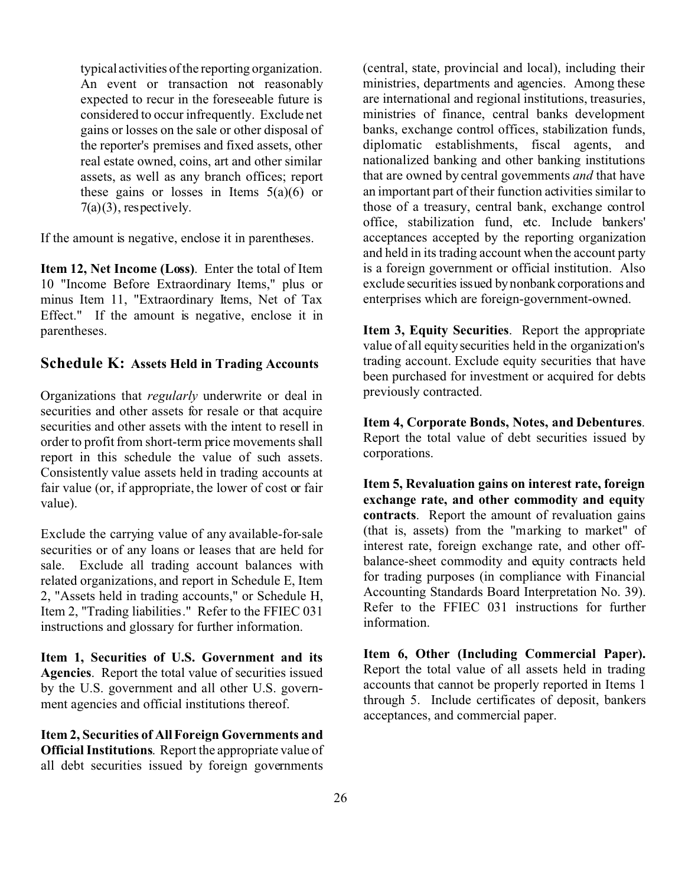typical activities of the reporting organization. An event or transaction not reasonably expected to recur in the foreseeable future is considered to occur infrequently. Exclude net gains or losses on the sale or other disposal of the reporter's premises and fixed assets, other real estate owned, coins, art and other similar assets, as well as any branch offices; report these gains or losses in Items 5(a)(6) or 7(a)(3), respectively.

If the amount is negative, enclose it in parentheses.

**Item 12, Net Income (Loss)**. Enter the total of Item 10 "Income Before Extraordinary Items," plus or minus Item 11, "Extraordinary Items, Net of Tax Effect." If the amount is negative, enclose it in parentheses.

## Schedule K: Assets Held in Trading Accounts

Organizations that *regularly* underwrite or deal in securities and other assets for resale or that acquire securities and other assets with the intent to resell in order to profit from short-term price movements shall report in this schedule the value of such assets. Consistently value assets held in trading accounts at fair value (or, if appropriate, the lower of cost or fair value).

Exclude the carrying value of any available-for-sale securities or of any loans or leases that are held for sale. Exclude all trading account balances with related organizations, and report in Schedule E, Item 2, "Assets held in trading accounts," or Schedule H, Item 2, "Trading liabilities." Refer to the FFIEC 031 instructions and glossary for further information.

**Item 1, Securities of U.S. Government and its Agencies**. Report the total value of securities issued by the U.S. government and all other U.S. government agencies and official institutions thereof.

**Item 2, Securities of All Foreign Governments and Official Institutions**. Report the appropriate value of all debt securities issued by foreign governments (central, state, provincial and local), including their ministries, departments and agencies. Among these are international and regional institutions, treasuries, ministries of finance, central banks development banks, exchange control offices, stabilization funds, diplomatic establishments, fiscal agents, and nationalized banking and other banking institutions that are owned by central governments *and* that have an important part of their function activities similar to those of a treasury, central bank, exchange control office, stabilization fund, etc. Include bankers' acceptances accepted by the reporting organization and held in its trading account when the account party is a foreign government or official institution. Also exclude securities issued by nonbank corporations and enterprises which are foreign-government-owned.

**Item 3, Equity Securities**. Report the appropriate value of all equity securities held in the organization's trading account. Exclude equity securities that have been purchased for investment or acquired for debts previously contracted.

**Item 4, Corporate Bonds, Notes, and Debentures**. Report the total value of debt securities issued by corporations.

**Item 5, Revaluation gains on interest rate, foreign exchange rate, and other commodity and equity contracts**. Report the amount of revaluation gains (that is, assets) from the "marking to market" of interest rate, foreign exchange rate, and other off-balance-sheet commodity and equity contracts held for trading purposes (in compliance with Financial Accounting Standards Board Interpretation No. 39). Refer to the FFIEC 031 instructions for further information.

**Item 6, Other (Including Commercial Paper).** Report the total value of all assets held in trading accounts that cannot be properly reported in Items 1 through 5. Include certificates of deposit, bankers acceptances, and commercial paper.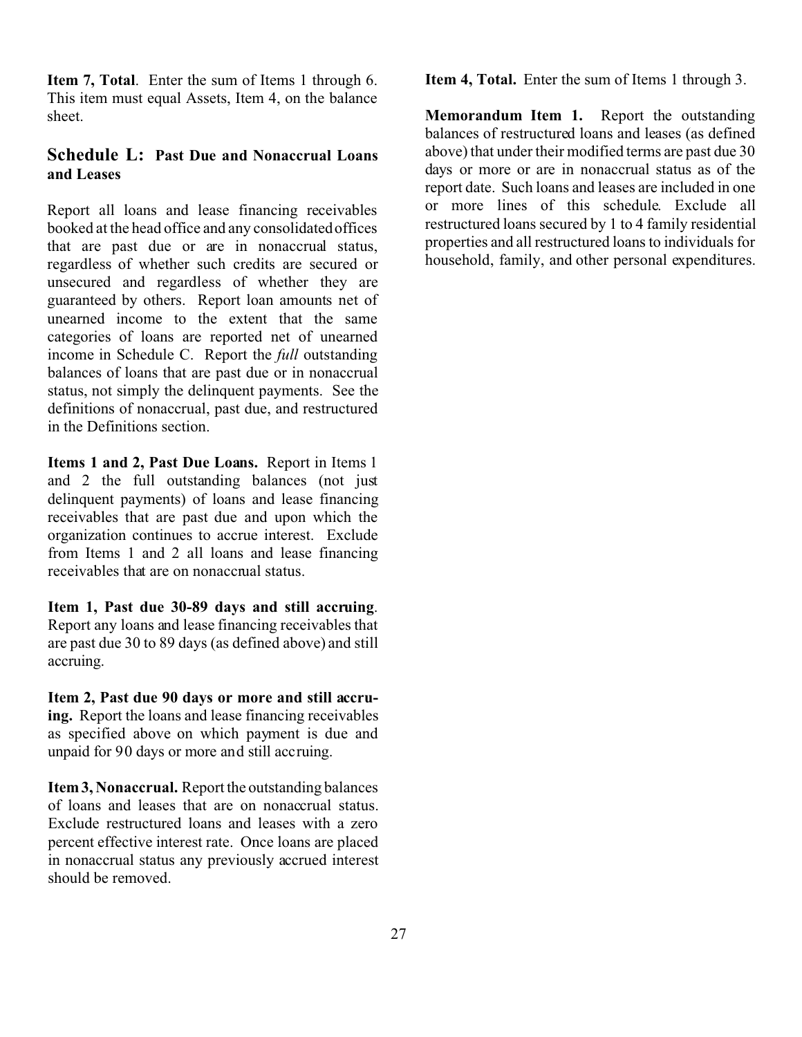**Item 7, Total**. Enter the sum of Items 1 through 6. This item must equal Assets, Item 4, on the balance sheet.

## Schedule L: Past Due and Nonaccrual Loans and Leases

Report all loans and lease financing receivables booked at the head office and any consolidated offices that are past due or are in nonaccrual status, regardless of whether such credits are secured or unsecured and regardless of whether they are guaranteed by others. Report loan amounts net of unearned income to the extent that the same categories of loans are reported net of unearned income in Schedule C. Report the *full* outstanding balances of loans that are past due or in nonaccrual status, not simply the delinquent payments. See the definitions of nonaccrual, past due, and restructured in the Definitions section.

**Items 1 and 2, Past Due Loans.** Report in Items 1 and 2 the full outstanding balances (not just delinquent payments) of loans and lease financing receivables that are past due and upon which the organization continues to accrue interest. Exclude from Items 1 and 2 all loans and lease financing receivables that are on nonaccrual status.

**Item 1, Past due 30-89 days and still accruing**. Report any loans and lease financing receivables that are past due 30 to 89 days (as defined above) and still accruing.

**Item 2, Past due 90 days or more and still accruing.** Report the loans and lease financing receivables as specified above on which payment is due and unpaid for 90 days or more and still accruing.

**Item 3, Nonaccrual.** Report the outstanding balances of loans and leases that are on nonaccrual status. Exclude restructured loans and leases with a zero percent effective interest rate. Once loans are placed in nonaccrual status any previously accrued interest should be removed.

**Item 4, Total.** Enter the sum of Items 1 through 3.

**Memorandum Item 1.** Report the outstanding balances of restructured loans and leases (as defined above) that under their modified terms are past due 30 days or more or are in nonaccrual status as of the report date. Such loans and leases are included in one or more lines of this schedule. Exclude all restructured loans secured by 1 to 4 family residential properties and all restructured loans to individuals for household, family, and other personal expenditures.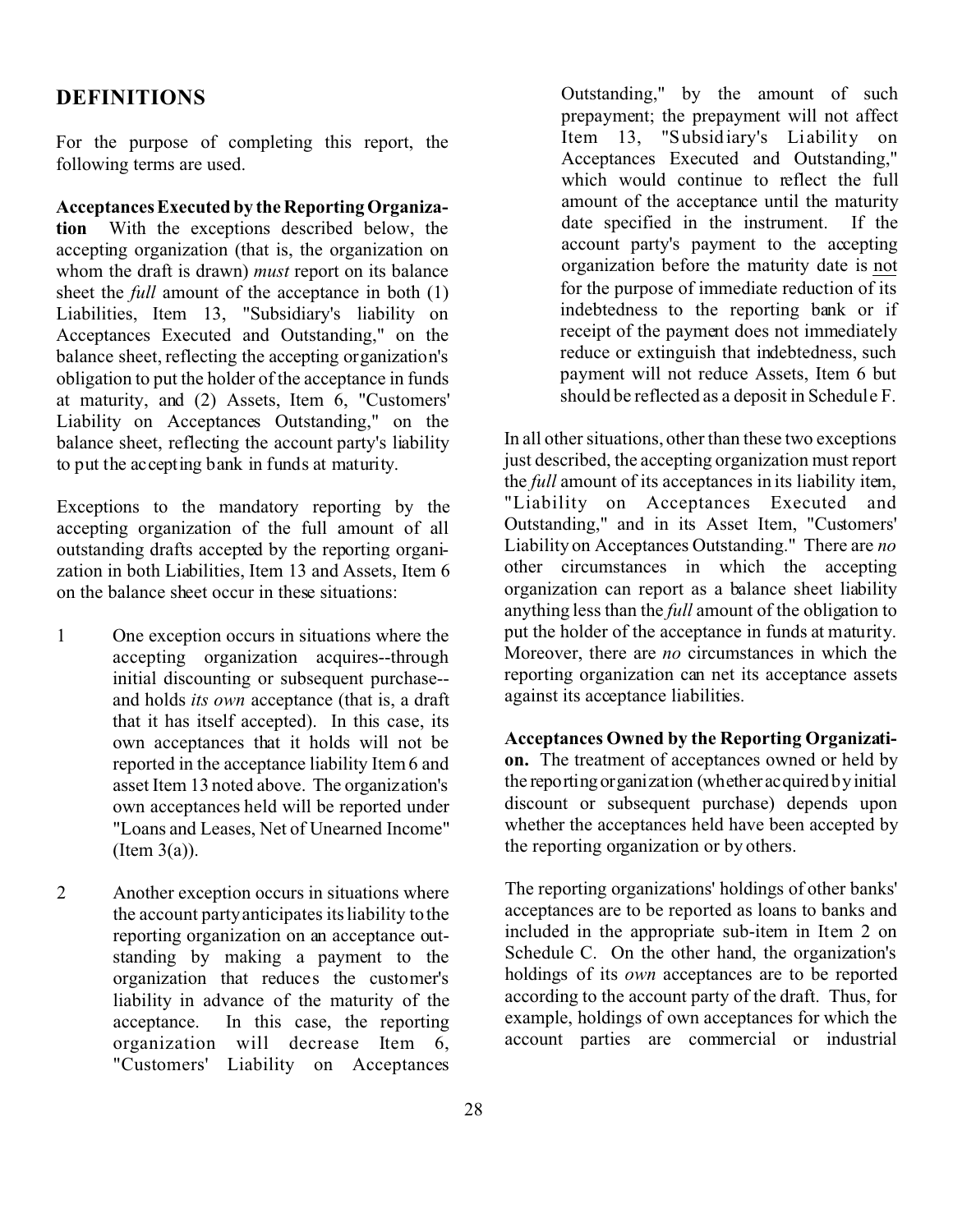## DEFINITIONS

For the purpose of completing this report, the following terms are used.

**Acceptances Executed by the Reporting Organization** With the exceptions described below, the accepting organization (that is, the organization on whom the draft is drawn) *must* report on its balance sheet the *full* amount of the acceptance in both (1) Liabilities, Item 13, "Subsidiary's liability on Acceptances Executed and Outstanding," on the balance sheet, reflecting the accepting organization's obligation to put the holder of the acceptance in funds at maturity, and (2) Assets, Item 6, "Customers' Liability on Acceptances Outstanding," on the balance sheet, reflecting the account party's liability to put the accepting bank in funds at maturity.

Exceptions to the mandatory reporting by the accepting organization of the full amount of all outstanding drafts accepted by the reporting organization in both Liabilities, Item 13 and Assets, Item 6 on the balance sheet occur in these situations:

1 One exception occurs in situations where the accepting organization acquires--through initial discounting or subsequent purchase--and holds *its own* acceptance (that is, a draft that it has itself accepted). In this case, its own acceptances that it holds will not be reported in the acceptance liability Item 6 and asset Item 13 noted above. The organization's own acceptances held will be reported under "Loans and Leases, Net of Unearned Income" (Item 3(a)).

2 Another exception occurs in situations where the account party anticipates its liability to the reporting organization on an acceptance outstanding by making a payment to the organization that reduces the customer's liability in advance of the maturity of the acceptance. In this case, the reporting organization will decrease Item 6, "Customers' Liability on Acceptances Outstanding," by the amount of such prepayment; the prepayment will not affect Item 13, "Subsidiary's Liability on Acceptances Executed and Outstanding," which would continue to reflect the full amount of the acceptance until the maturity date specified in the instrument. If the account party's payment to the accepting organization before the maturity date is not for the purpose of immediate reduction of its indebtedness to the reporting bank or if receipt of the payment does not immediately reduce or extinguish that indebtedness, such payment will not reduce Assets, Item 6 but should be reflected as a deposit in Schedule F.

In all other situations, other than these two exceptions just described, the accepting organization must report the *full* amount of its acceptances in its liability item, "Liability on Acceptances Executed and Outstanding," and in its Asset Item, "Customers' Liability on Acceptances Outstanding." There are *no* other circumstances in which the accepting organization can report as a balance sheet liability anything less than the *full* amount of the obligation to put the holder of the acceptance in funds at maturity. Moreover, there are *no* circumstances in which the reporting organization can net its acceptance assets against its acceptance liabilities.

**Acceptances Owned by the Reporting Organization.** The treatment of acceptances owned or held by the reporting organization (whether acquired by initial discount or subsequent purchase) depends upon whether the acceptances held have been accepted by the reporting organization or by others.

The reporting organizations' holdings of other banks' acceptances are to be reported as loans to banks and included in the appropriate sub-item in Item 2 on Schedule C. On the other hand, the organization's holdings of its *own* acceptances are to be reported according to the account party of the draft. Thus, for example, holdings of own acceptances for which the account parties are commercial or industrial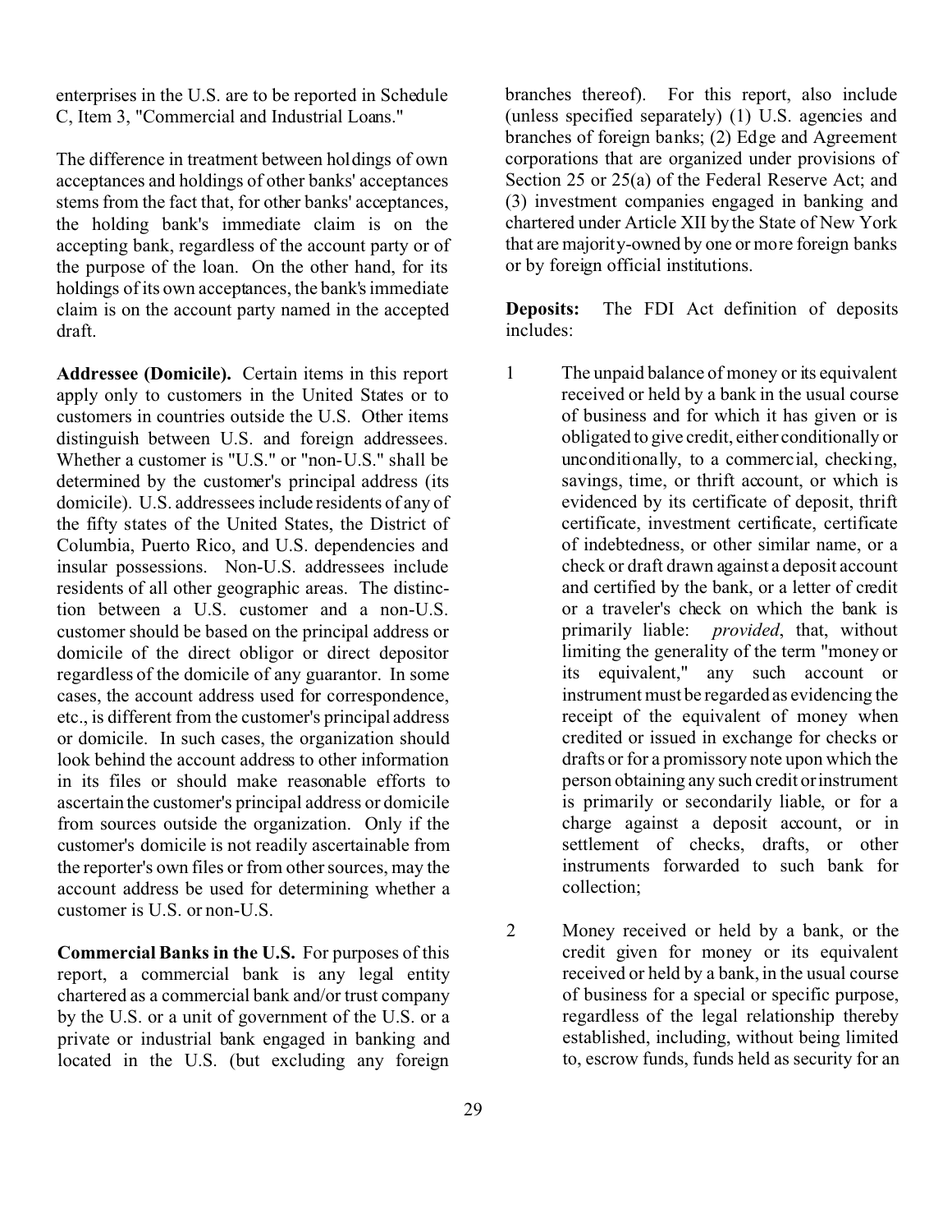enterprises in the U.S. are to be reported in Schedule C, Item 3, "Commercial and Industrial Loans."

The difference in treatment between holdings of own acceptances and holdings of other banks' acceptances stems from the fact that, for other banks' acceptances, the holding bank's immediate claim is on the accepting bank, regardless of the account party or of the purpose of the loan. On the other hand, for its holdings of its own acceptances, the bank's immediate claim is on the account party named in the accepted draft.

**Addressee (Domicile).** Certain items in this report apply only to customers in the United States or to customers in countries outside the U.S. Other items distinguish between U.S. and foreign addressees. Whether a customer is "U.S." or "non-U.S." shall be determined by the customer's principal address (its domicile). U.S. addressees include residents of any of the fifty states of the United States, the District of Columbia, Puerto Rico, and U.S. dependencies and insular possessions. Non-U.S. addressees include residents of all other geographic areas. The distinction between a U.S. customer and a non-U.S. customer should be based on the principal address or domicile of the direct obligor or direct depositor regardless of the domicile of any guarantor. In some cases, the account address used for correspondence, etc., is different from the customer's principal address or domicile. In such cases, the organization should look behind the account address to other information in its files or should make reasonable efforts to ascertain the customer's principal address or domicile from sources outside the organization. Only if the customer's domicile is not readily ascertainable from the reporter's own files or from other sources, may the account address be used for determining whether a customer is U.S. or non-U.S.

**Commercial Banks in the U.S.** For purposes of this report, a commercial bank is any legal entity chartered as a commercial bank and/or trust company by the U.S. or a unit of government of the U.S. or a private or industrial bank engaged in banking and located in the U.S. (but excluding any foreign branches thereof). For this report, also include (unless specified separately) (1) U.S. agencies and branches of foreign banks; (2) Edge and Agreement corporations that are organized under provisions of Section 25 or 25(a) of the Federal Reserve Act; and (3) investment companies engaged in banking and chartered under Article XII by the State of New York that are majority-owned by one or more foreign banks or by foreign official institutions.

**Deposits:** The FDI Act definition of deposits includes:

1. The unpaid balance of money or its equivalent received or held by a bank in the usual course of business and for which it has given or is obligated to give credit, either conditionally or unconditionally, to a commercial, checking, savings, time, or thrift account, or which is evidenced by its certificate of deposit, thrift certificate, investment certificate, certificate of indebtedness, or other similar name, or a check or draft drawn against a deposit account and certified by the bank, or a letter of credit or a traveler's check on which the bank is primarily liable: *provided*, that, without limiting the generality of the term "money or its equivalent," any such account or instrument must be regarded as evidencing the receipt of the equivalent of money when credited or issued in exchange for checks or drafts or for a promissory note upon which the person obtaining any such credit or instrument is primarily or secondarily liable, or for a charge against a deposit account, or in settlement of checks, drafts, or other instruments forwarded to such bank for collection;

2. Money received or held by a bank, or the credit given for money or its equivalent received or held by a bank, in the usual course of business for a special or specific purpose, regardless of the legal relationship thereby established, including, without being limited to, escrow funds, funds held as security for an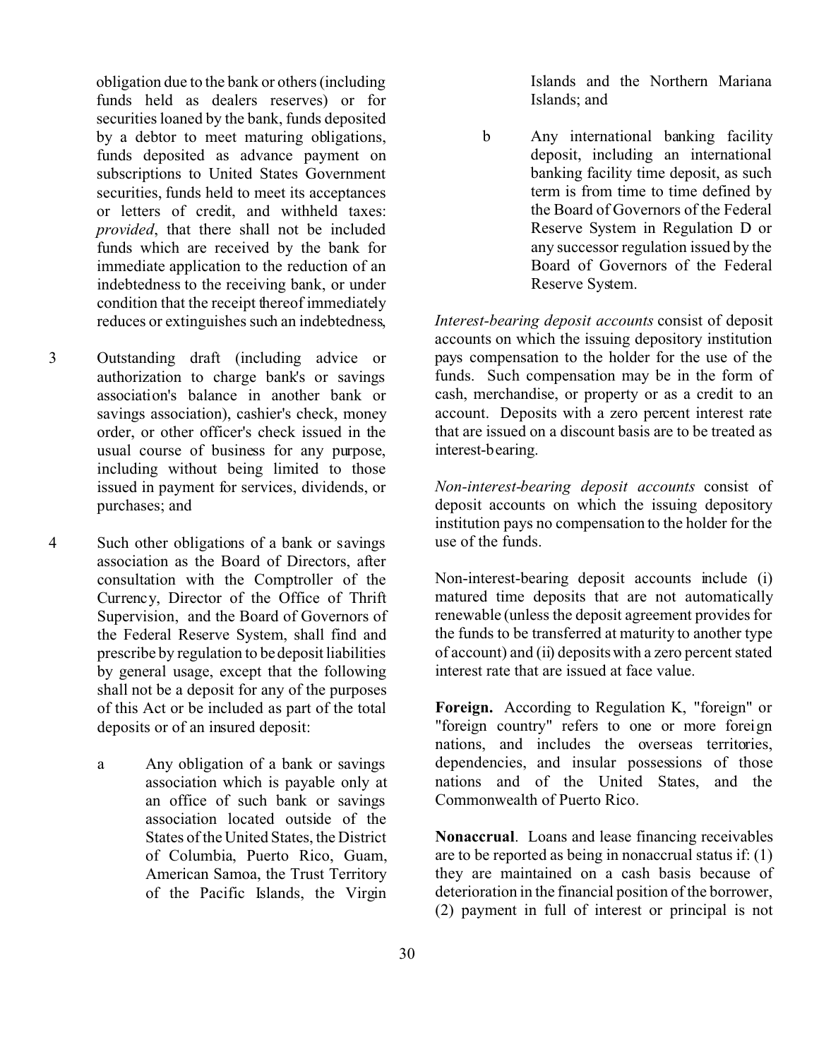obligation due to the bank or others (including funds held as dealers reserves) or for securities loaned by the bank, funds deposited by a debtor to meet maturing obligations, funds deposited as advance payment on subscriptions to United States Government securities, funds held to meet its acceptances or letters of credit, and withheld taxes: *provided*, that there shall not be included funds which are received by the bank for immediate application to the reduction of an indebtedness to the receiving bank, or under condition that the receipt thereof immediately reduces or extinguishes such an indebtedness,

3 Outstanding draft (including advice or authorization to charge bank's or savings association's balance in another bank or savings association), cashier's check, money order, or other officer's check issued in the usual course of business for any purpose, including without being limited to those issued in payment for services, dividends, or purchases; and

4 Such other obligations of a bank or savings association as the Board of Directors, after consultation with the Comptroller of the Currency, Director of the Office of Thrift Supervision, and the Board of Governors of the Federal Reserve System, shall find and prescribe by regulation to be deposit liabilities by general usage, except that the following shall not be a deposit for any of the purposes of this Act or be included as part of the total deposits or of an insured deposit:

   a Any obligation of a bank or savings association which is payable only at an office of such bank or savings association located outside of the States of the United States, the District of Columbia, Puerto Rico, Guam, American Samoa, the Trust Territory of the Pacific Islands, the Virgin Islands and the Northern Mariana Islands; and

   b Any international banking facility deposit, including an international banking facility time deposit, as such term is from time to time defined by the Board of Governors of the Federal Reserve System in Regulation D or any successor regulation issued by the Board of Governors of the Federal Reserve System.

*Interest-bearing deposit accounts* consist of deposit accounts on which the issuing depository institution pays compensation to the holder for the use of the funds. Such compensation may be in the form of cash, merchandise, or property or as a credit to an account. Deposits with a zero percent interest rate that are issued on a discount basis are to be treated as interest-bearing.

*Non-interest-bearing deposit accounts* consist of deposit accounts on which the issuing depository institution pays no compensation to the holder for the use of the funds.

Non-interest-bearing deposit accounts include (i) matured time deposits that are not automatically renewable (unless the deposit agreement provides for the funds to be transferred at maturity to another type of account) and (ii) deposits with a zero percent stated interest rate that are issued at face value.

**Foreign.** According to Regulation K, "foreign" or "foreign country" refers to one or more foreign nations, and includes the overseas territories, dependencies, and insular possessions of those nations and of the United States, and the Commonwealth of Puerto Rico.

**Nonaccrual**. Loans and lease financing receivables are to be reported as being in nonaccrual status if: (1) they are maintained on a cash basis because of deterioration in the financial position of the borrower, (2) payment in full of interest or principal is not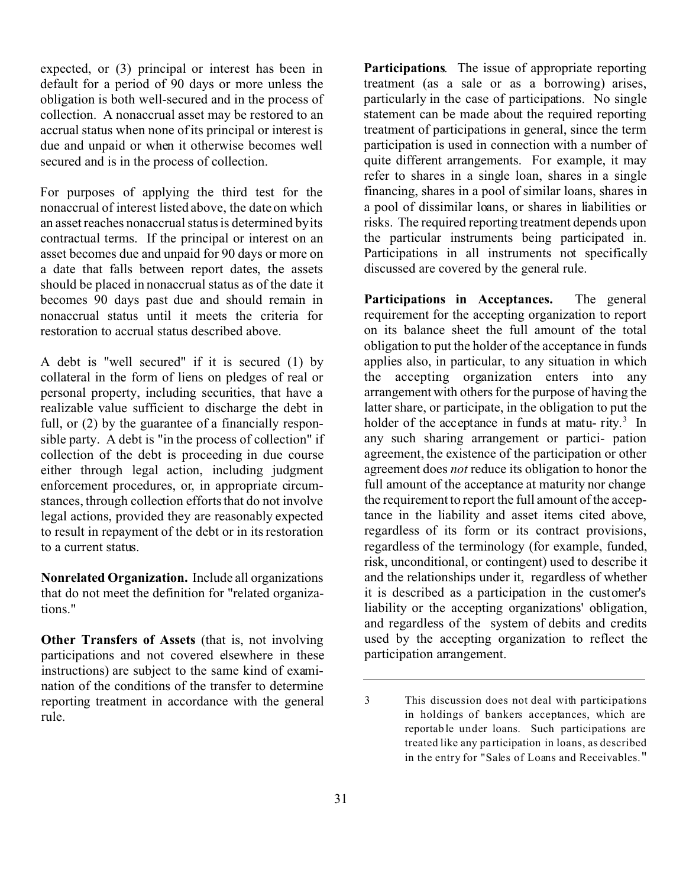expected, or (3) principal or interest has been in default for a period of 90 days or more unless the obligation is both well-secured and in the process of collection. A nonaccrual asset may be restored to an accrual status when none of its principal or interest is due and unpaid or when it otherwise becomes well secured and is in the process of collection.

For purposes of applying the third test for the nonaccrual of interest listed above, the date on which an asset reaches nonaccrual status is determined by its contractual terms. If the principal or interest on an asset becomes due and unpaid for 90 days or more on a date that falls between report dates, the assets should be placed in nonaccrual status as of the date it becomes 90 days past due and should remain in nonaccrual status until it meets the criteria for restoration to accrual status described above.

A debt is "well secured" if it is secured (1) by collateral in the form of liens on pledges of real or personal property, including securities, that have a realizable value sufficient to discharge the debt in full, or (2) by the guarantee of a financially responsible party. A debt is "in the process of collection" if collection of the debt is proceeding in due course either through legal action, including judgment enforcement procedures, or, in appropriate circumstances, through collection efforts that do not involve legal actions, provided they are reasonably expected to result in repayment of the debt or in its restoration to a current status.

**Nonrelated Organization.** Include all organizations that do not meet the definition for "related organizations."

**Other Transfers of Assets** (that is, not involving participations and not covered elsewhere in these instructions) are subject to the same kind of examination of the conditions of the transfer to determine reporting treatment in accordance with the general rule.

**Participations**. The issue of appropriate reporting treatment (as a sale or as a borrowing) arises, particularly in the case of participations. No single statement can be made about the required reporting treatment of participations in general, since the term participation is used in connection with a number of quite different arrangements. For example, it may refer to shares in a single loan, shares in a single financing, shares in a pool of similar loans, shares in a pool of dissimilar loans, or shares in liabilities or risks. The required reporting treatment depends upon the particular instruments being participated in. Participations in all instruments not specifically discussed are covered by the general rule.

**Participations in Acceptances.** The general requirement for the accepting organization to report on its balance sheet the full amount of the total obligation to put the holder of the acceptance in funds applies also, in particular, to any situation in which the accepting organization enters into any arrangement with others for the purpose of having the latter share, or participate, in the obligation to put the holder of the acceptance in funds at maturity.[3] In any such sharing arrangement or participation agreement, the existence of the participation or other agreement does *not* reduce its obligation to honor the full amount of the acceptance at maturity nor change the requirement to report the full amount of the acceptance in the liability and asset items cited above, regardless of its form or its contract provisions, regardless of the terminology (for example, funded, risk, unconditional, or contingent) used to describe it and the relationships under it, regardless of whether it is described as a participation in the customer's liability or the accepting organizations' obligation, and regardless of the system of debits and credits used by the accepting organization to reflect the participation arrangement.

---

3 This discussion does not deal with participations in holdings of bankers acceptances, which are reportable under loans. Such participations are treated like any participation in loans, as described in the entry for "Sales of Loans and Receivables."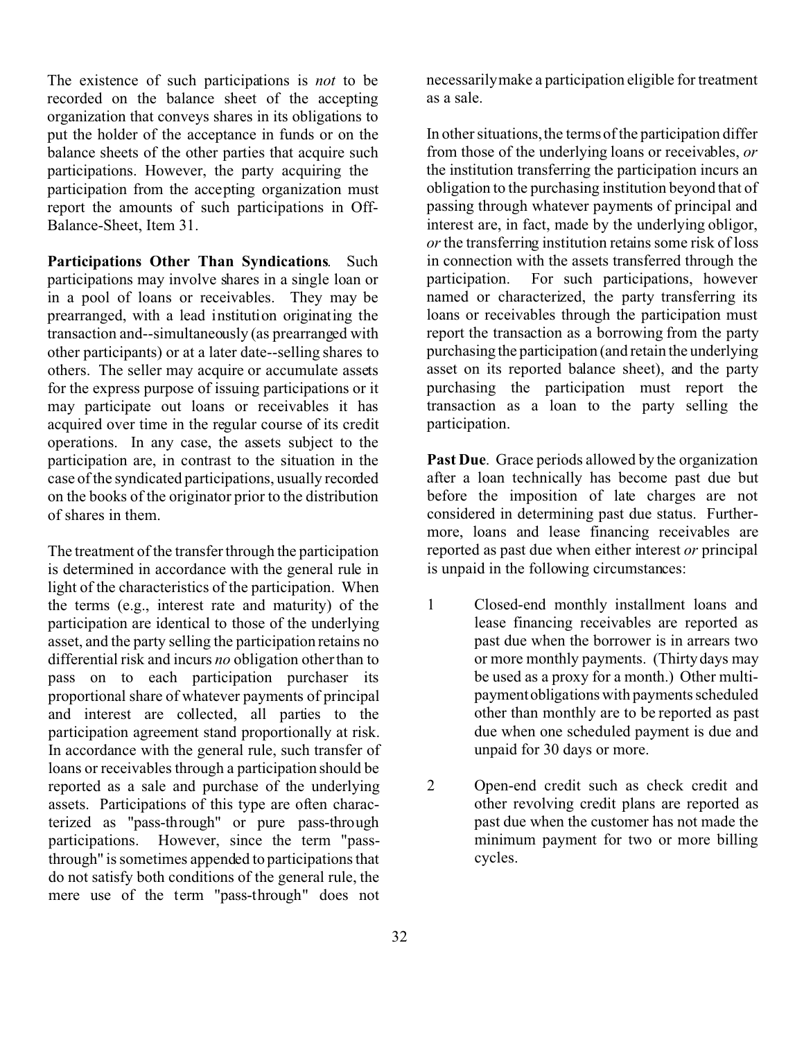The existence of such participations is *not* to be recorded on the balance sheet of the accepting organization that conveys shares in its obligations to put the holder of the acceptance in funds or on the balance sheets of the other parties that acquire such participations. However, the party acquiring the participation from the accepting organization must report the amounts of such participations in Off-Balance-Sheet, Item 31.

**Participations Other Than Syndications**. Such participations may involve shares in a single loan or in a pool of loans or receivables. They may be prearranged, with a lead institution originating the transaction and--simultaneously (as prearranged with other participants) or at a later date--selling shares to others. The seller may acquire or accumulate assets for the express purpose of issuing participations or it may participate out loans or receivables it has acquired over time in the regular course of its credit operations. In any case, the assets subject to the participation are, in contrast to the situation in the case of the syndicated participations, usually recorded on the books of the originator prior to the distribution of shares in them.

The treatment of the transfer through the participation is determined in accordance with the general rule in light of the characteristics of the participation. When the terms (e.g., interest rate and maturity) of the participation are identical to those of the underlying asset, and the party selling the participation retains no differential risk and incurs *no* obligation other than to pass on to each participation purchaser its proportional share of whatever payments of principal and interest are collected, all parties to the participation agreement stand proportionally at risk. In accordance with the general rule, such transfer of loans or receivables through a participation should be reported as a sale and purchase of the underlying assets. Participations of this type are often characterized as "pass-through" or pure pass-through participations. However, since the term "pass-through" is sometimes appended to participations that do not satisfy both conditions of the general rule, the mere use of the term "pass-through" does not necessarily make a participation eligible for treatment as a sale.

In other situations, the terms of the participation differ from those of the underlying loans or receivables, *or* the institution transferring the participation incurs an obligation to the purchasing institution beyond that of passing through whatever payments of principal and interest are, in fact, made by the underlying obligor, *or* the transferring institution retains some risk of loss in connection with the assets transferred through the participation. For such participations, however named or characterized, the party transferring its loans or receivables through the participation must report the transaction as a borrowing from the party purchasing the participation (and retain the underlying asset on its reported balance sheet), and the party purchasing the participation must report the transaction as a loan to the party selling the participation.

**Past Due**. Grace periods allowed by the organization after a loan technically has become past due but before the imposition of late charges are not considered in determining past due status. Furthermore, loans and lease financing receivables are reported as past due when either interest *or* principal is unpaid in the following circumstances:

1. Closed-end monthly installment loans and lease financing receivables are reported as past due when the borrower is in arrears two or more monthly payments. (Thirty days may be used as a proxy for a month.) Other multi-payment obligations with payments scheduled other than monthly are to be reported as past due when one scheduled payment is due and unpaid for 30 days or more.

2. Open-end credit such as check credit and other revolving credit plans are reported as past due when the customer has not made the minimum payment for two or more billing cycles.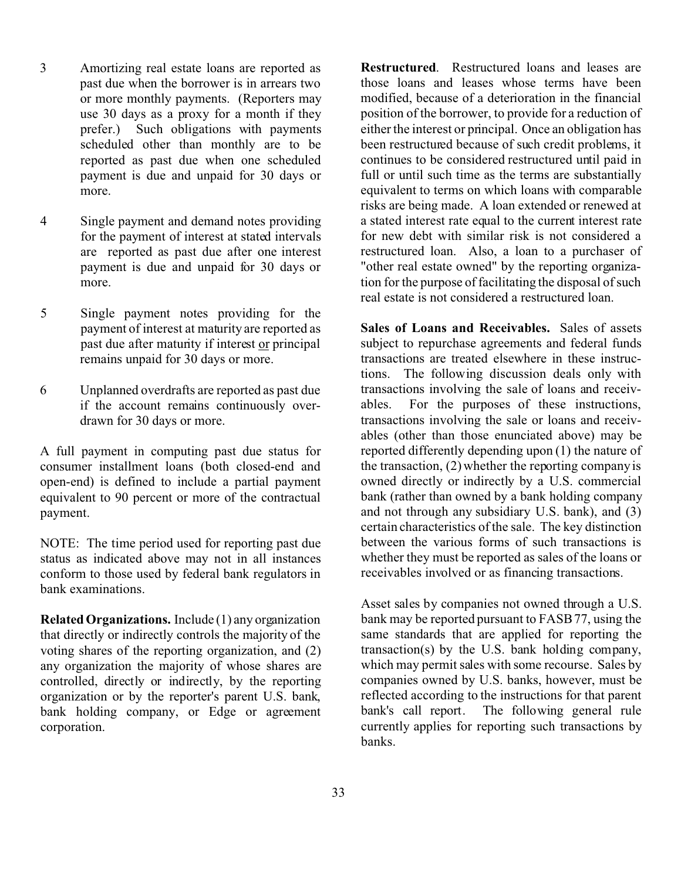3 Amortizing real estate loans are reported as past due when the borrower is in arrears two or more monthly payments. (Reporters may use 30 days as a proxy for a month if they prefer.) Such obligations with payments scheduled other than monthly are to be reported as past due when one scheduled payment is due and unpaid for 30 days or more.

4 Single payment and demand notes providing for the payment of interest at stated intervals are reported as past due after one interest payment is due and unpaid for 30 days or more.

5 Single payment notes providing for the payment of interest at maturity are reported as past due after maturity if interest <u>or</u> principal remains unpaid for 30 days or more.

6 Unplanned overdrafts are reported as past due if the account remains continuously overdrawn for 30 days or more.

A full payment in computing past due status for consumer installment loans (both closed-end and open-end) is defined to include a partial payment equivalent to 90 percent or more of the contractual payment.

NOTE: The time period used for reporting past due status as indicated above may not in all instances conform to those used by federal bank regulators in bank examinations.

**Related Organizations.** Include (1) any organization that directly or indirectly controls the majority of the voting shares of the reporting organization, and (2) any organization the majority of whose shares are controlled, directly or indirectly, by the reporting organization or by the reporter's parent U.S. bank, bank holding company, or Edge or agreement corporation.

**Restructured**. Restructured loans and leases are those loans and leases whose terms have been modified, because of a deterioration in the financial position of the borrower, to provide for a reduction of either the interest or principal. Once an obligation has been restructured because of such credit problems, it continues to be considered restructured until paid in full or until such time as the terms are substantially equivalent to terms on which loans with comparable risks are being made. A loan extended or renewed at a stated interest rate equal to the current interest rate for new debt with similar risk is not considered a restructured loan. Also, a loan to a purchaser of "other real estate owned" by the reporting organization for the purpose of facilitating the disposal of such real estate is not considered a restructured loan.

**Sales of Loans and Receivables.** Sales of assets subject to repurchase agreements and federal funds transactions are treated elsewhere in these instructions. The following discussion deals only with transactions involving the sale of loans and receivables. For the purposes of these instructions, transactions involving the sale or loans and receivables (other than those enunciated above) may be reported differently depending upon (1) the nature of the transaction, (2) whether the reporting company is owned directly or indirectly by a U.S. commercial bank (rather than owned by a bank holding company and not through any subsidiary U.S. bank), and (3) certain characteristics of the sale. The key distinction between the various forms of such transactions is whether they must be reported as sales of the loans or receivables involved or as financing transactions.

Asset sales by companies not owned through a U.S. bank may be reported pursuant to FASB 77, using the same standards that are applied for reporting the transaction(s) by the U.S. bank holding company, which may permit sales with some recourse. Sales by companies owned by U.S. banks, however, must be reflected according to the instructions for that parent bank's call report. The following general rule currently applies for reporting such transactions by banks.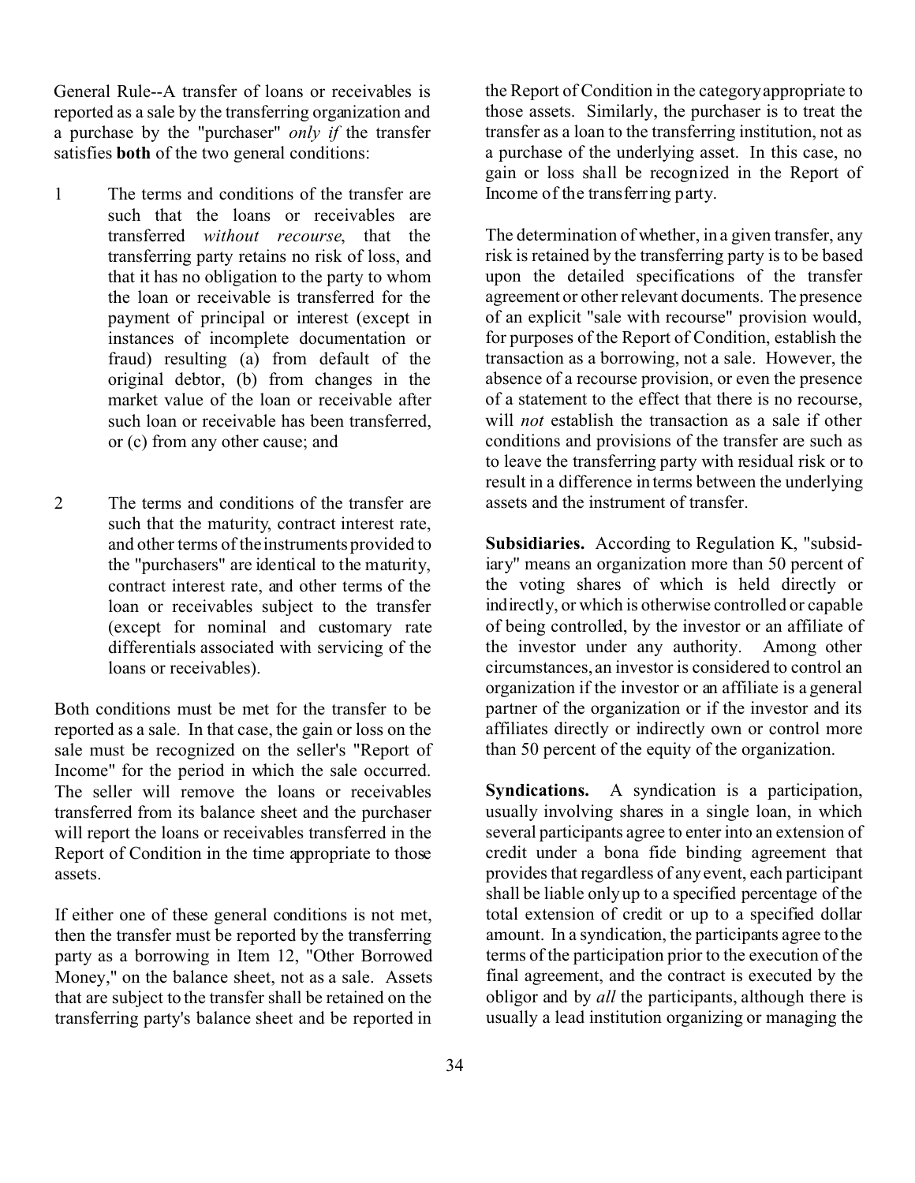General Rule--A transfer of loans or receivables is reported as a sale by the transferring organization and a purchase by the "purchaser" *only if* the transfer satisfies **both** of the two general conditions:

1. The terms and conditions of the transfer are such that the loans or receivables are transferred *without recourse*, that the transferring party retains no risk of loss, and that it has no obligation to the party to whom the loan or receivable is transferred for the payment of principal or interest (except in instances of incomplete documentation or fraud) resulting (a) from default of the original debtor, (b) from changes in the market value of the loan or receivable after such loan or receivable has been transferred, or (c) from any other cause; and

2. The terms and conditions of the transfer are such that the maturity, contract interest rate, and other terms of the instruments provided to the "purchasers" are identical to the maturity, contract interest rate, and other terms of the loan or receivables subject to the transfer (except for nominal and customary rate differentials associated with servicing of the loans or receivables).

Both conditions must be met for the transfer to be reported as a sale. In that case, the gain or loss on the sale must be recognized on the seller's "Report of Income" for the period in which the sale occurred. The seller will remove the loans or receivables transferred from its balance sheet and the purchaser will report the loans or receivables transferred in the Report of Condition in the time appropriate to those assets.

If either one of these general conditions is not met, then the transfer must be reported by the transferring party as a borrowing in Item 12, "Other Borrowed Money," on the balance sheet, not as a sale. Assets that are subject to the transfer shall be retained on the transferring party's balance sheet and be reported in the Report of Condition in the category appropriate to those assets. Similarly, the purchaser is to treat the transfer as a loan to the transferring institution, not as a purchase of the underlying asset. In this case, no gain or loss shall be recognized in the Report of Income of the transferring party.

The determination of whether, in a given transfer, any risk is retained by the transferring party is to be based upon the detailed specifications of the transfer agreement or other relevant documents. The presence of an explicit "sale with recourse" provision would, for purposes of the Report of Condition, establish the transaction as a borrowing, not a sale. However, the absence of a recourse provision, or even the presence of a statement to the effect that there is no recourse, will *not* establish the transaction as a sale if other conditions and provisions of the transfer are such as to leave the transferring party with residual risk or to result in a difference in terms between the underlying assets and the instrument of transfer.

**Subsidiaries.** According to Regulation K, "subsidiary" means an organization more than 50 percent of the voting shares of which is held directly or indirectly, or which is otherwise controlled or capable of being controlled, by the investor or an affiliate of the investor under any authority. Among other circumstances, an investor is considered to control an organization if the investor or an affiliate is a general partner of the organization or if the investor and its affiliates directly or indirectly own or control more than 50 percent of the equity of the organization.

**Syndications.** A syndication is a participation, usually involving shares in a single loan, in which several participants agree to enter into an extension of credit under a bona fide binding agreement that provides that regardless of any event, each participant shall be liable only up to a specified percentage of the total extension of credit or up to a specified dollar amount. In a syndication, the participants agree to the terms of the participation prior to the execution of the final agreement, and the contract is executed by the obligor and by *all* the participants, although there is usually a lead institution organizing or managing the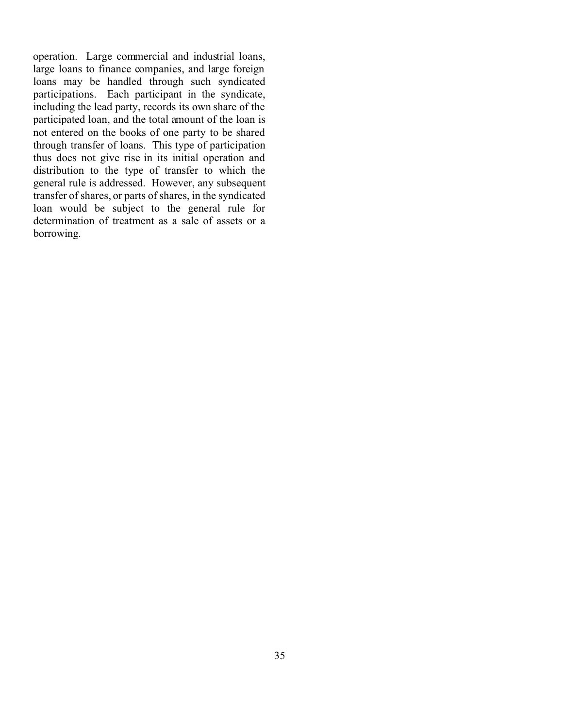operation. Large commercial and industrial loans, large loans to finance companies, and large foreign loans may be handled through such syndicated participations. Each participant in the syndicate, including the lead party, records its own share of the participated loan, and the total amount of the loan is not entered on the books of one party to be shared through transfer of loans. This type of participation thus does not give rise in its initial operation and distribution to the type of transfer to which the general rule is addressed. However, any subsequent transfer of shares, or parts of shares, in the syndicated loan would be subject to the general rule for determination of treatment as a sale of assets or a borrowing.